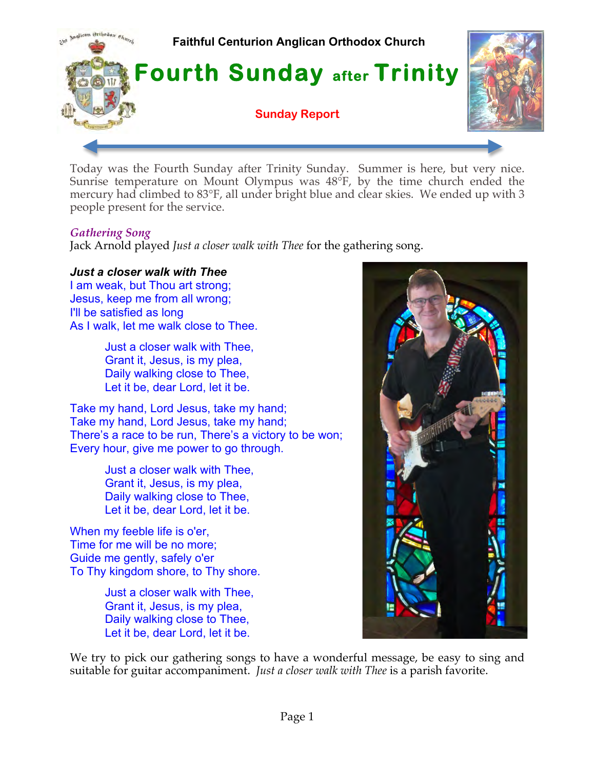Faithful Centurion Anglican Orthodox Church

# Fourth Sunday after Trinity

**Sunday Report**

Today was the Fourth Sunday after Trinity Sunday. Summer is here, but very nice. Sunrise temperature on Mount Olympus was 48°F, by the time church ended the mercury had climbed to 83°F, all under bright blue and clear skies. We ended up with 3 people present for the service.

## *Gathering Song*

Jack Arnold played *Just a closer walk with Thee* for the gathering song.

***Just a closer walk with Thee***

I am weak, but Thou art strong;
Jesus, keep me from all wrong;
I'll be satisfied as long
As I walk, let me walk close to Thee.

> Just a closer walk with Thee,
> Grant it, Jesus, is my plea,
> Daily walking close to Thee,
> Let it be, dear Lord, let it be.

Take my hand, Lord Jesus, take my hand;
Take my hand, Lord Jesus, take my hand;
There's a race to be run, There's a victory to be won;
Every hour, give me power to go through.

> Just a closer walk with Thee,
> Grant it, Jesus, is my plea,
> Daily walking close to Thee,
> Let it be, dear Lord, let it be.

When my feeble life is o'er,
Time for me will be no more;
Guide me gently, safely o'er
To Thy kingdom shore, to Thy shore.

> Just a closer walk with Thee,
> Grant it, Jesus, is my plea,
> Daily walking close to Thee,
> Let it be, dear Lord, let it be.

We try to pick our gathering songs to have a wonderful message, be easy to sing and suitable for guitar accompaniment. *Just a closer walk with Thee* is a parish favorite.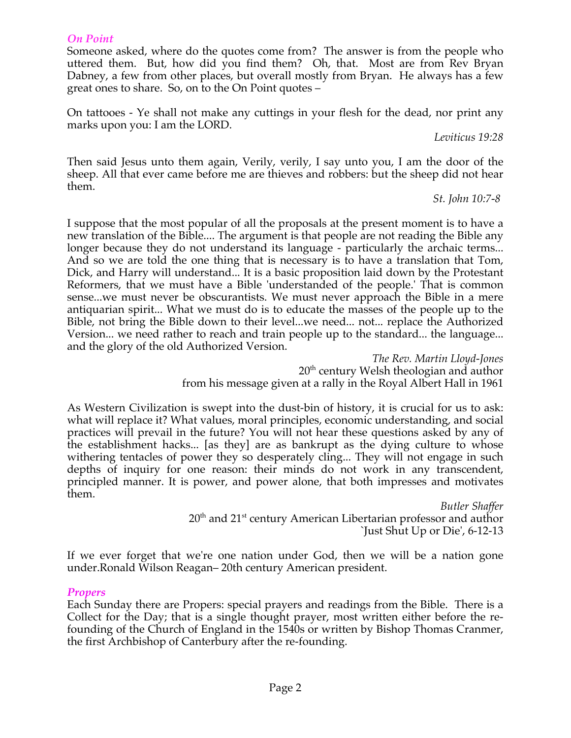## *On Point*

Someone asked, where do the quotes come from? The answer is from the people who uttered them. But, how did you find them? Oh, that. Most are from Rev Bryan Dabney, a few from other places, but overall mostly from Bryan. He always has a few great ones to share. So, on to the On Point quotes –

On tattooes - Ye shall not make any cuttings in your flesh for the dead, nor print any marks upon you: I am the LORD.

*Leviticus 19:28*

Then said Jesus unto them again, Verily, verily, I say unto you, I am the door of the sheep. All that ever came before me are thieves and robbers: but the sheep did not hear them.

*St. John 10:7-8*

I suppose that the most popular of all the proposals at the present moment is to have a new translation of the Bible.... The argument is that people are not reading the Bible any longer because they do not understand its language - particularly the archaic terms... And so we are told the one thing that is necessary is to have a translation that Tom, Dick, and Harry will understand... It is a basic proposition laid down by the Protestant Reformers, that we must have a Bible 'understanded of the people.' That is common sense...we must never be obscurantists. We must never approach the Bible in a mere antiquarian spirit... What we must do is to educate the masses of the people up to the Bible, not bring the Bible down to their level...we need... not... replace the Authorized Version... we need rather to reach and train people up to the standard... the language... and the glory of the old Authorized Version.

*The Rev. Martin Lloyd-Jones*
20th century Welsh theologian and author
from his message given at a rally in the Royal Albert Hall in 1961

As Western Civilization is swept into the dust-bin of history, it is crucial for us to ask: what will replace it? What values, moral principles, economic understanding, and social practices will prevail in the future? You will not hear these questions asked by any of the establishment hacks... [as they] are as bankrupt as the dying culture to whose withering tentacles of power they so desperately cling... They will not engage in such depths of inquiry for one reason: their minds do not work in any transcendent, principled manner. It is power, and power alone, that both impresses and motivates them.

*Butler Shaffer*
20th and 21st century American Libertarian professor and author
`Just Shut Up or Die', 6-12-13

If we ever forget that we're one nation under God, then we will be a nation gone under.Ronald Wilson Reagan– 20th century American president.

## *Propers*

Each Sunday there are Propers: special prayers and readings from the Bible. There is a Collect for the Day; that is a single thought prayer, most written either before the re-founding of the Church of England in the 1540s or written by Bishop Thomas Cranmer, the first Archbishop of Canterbury after the re-founding.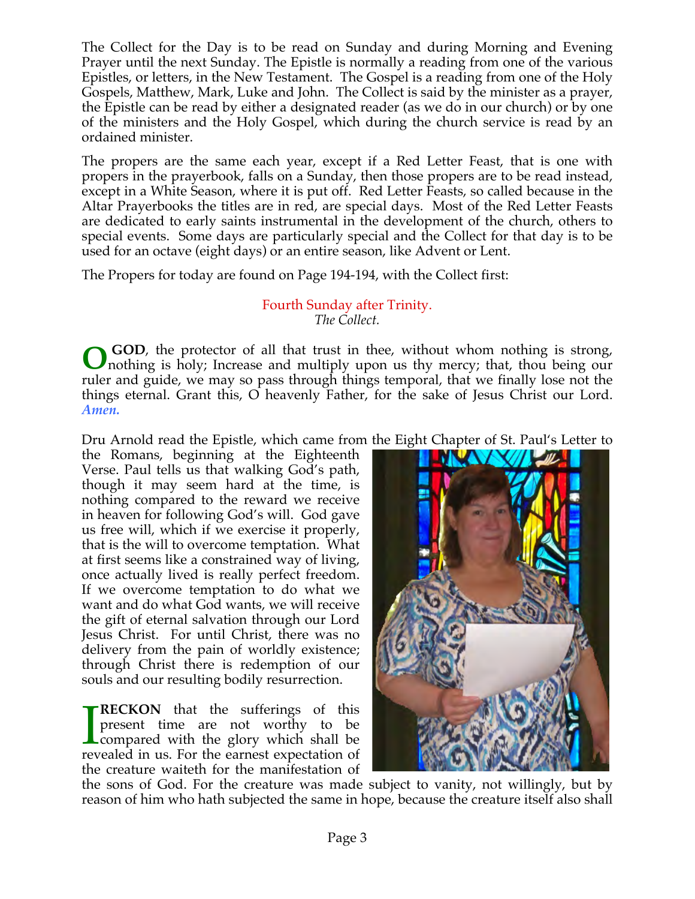The Collect for the Day is to be read on Sunday and during Morning and Evening Prayer until the next Sunday. The Epistle is normally a reading from one of the various Epistles, or letters, in the New Testament. The Gospel is a reading from one of the Holy Gospels, Matthew, Mark, Luke and John. The Collect is said by the minister as a prayer, the Epistle can be read by either a designated reader (as we do in our church) or by one of the ministers and the Holy Gospel, which during the church service is read by an ordained minister.

The propers are the same each year, except if a Red Letter Feast, that is one with propers in the prayerbook, falls on a Sunday, then those propers are to be read instead, except in a White Season, where it is put off. Red Letter Feasts, so called because in the Altar Prayerbooks the titles are in red, are special days. Most of the Red Letter Feasts are dedicated to early saints instrumental in the development of the church, others to special events. Some days are particularly special and the Collect for that day is to be used for an octave (eight days) or an entire season, like Advent or Lent.

The Propers for today are found on Page 194-194, with the Collect first:

### Fourth Sunday after Trinity.

*The Collect.*

**O GOD**, the protector of all that trust in thee, without whom nothing is strong, nothing is holy; Increase and multiply upon us thy mercy; that, thou being our ruler and guide, we may so pass through things temporal, that we finally lose not the things eternal. Grant this, O heavenly Father, for the sake of Jesus Christ our Lord. ***Amen.***

Dru Arnold read the Epistle, which came from the Eight Chapter of St. Paul's Letter to the Romans, beginning at the Eighteenth Verse. Paul tells us that walking God's path, though it may seem hard at the time, is nothing compared to the reward we receive in heaven for following God's will. God gave us free will, which if we exercise it properly, that is the will to overcome temptation. What at first seems like a constrained way of living, once actually lived is really perfect freedom. If we overcome temptation to do what we want and do what God wants, we will receive the gift of eternal salvation through our Lord Jesus Christ. For until Christ, there was no delivery from the pain of worldly existence; through Christ there is redemption of our souls and our resulting bodily resurrection.

**I RECKON** that the sufferings of this present time are not worthy to be compared with the glory which shall be revealed in us. For the earnest expectation of the creature waiteth for the manifestation of the sons of God. For the creature was made subject to vanity, not willingly, but by reason of him who hath subjected the same in hope, because the creature itself also shall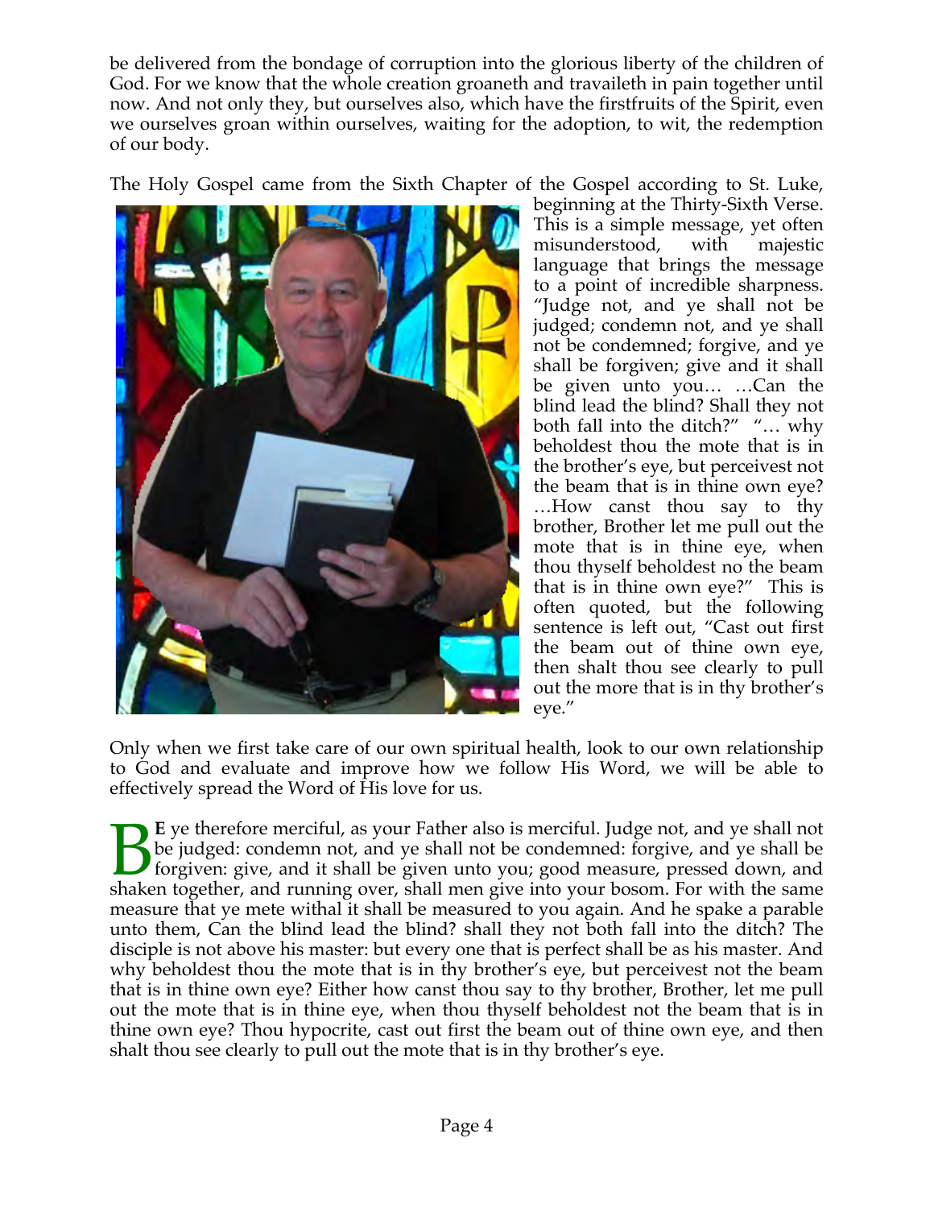be delivered from the bondage of corruption into the glorious liberty of the children of God. For we know that the whole creation groaneth and travaileth in pain together until now. And not only they, but ourselves also, which have the firstfruits of the Spirit, even we ourselves groan within ourselves, waiting for the adoption, to wit, the redemption of our body.

The Holy Gospel came from the Sixth Chapter of the Gospel according to St. Luke, beginning at the Thirty-Sixth Verse. This is a simple message, yet often misunderstood, with majestic language that brings the message to a point of incredible sharpness. "Judge not, and ye shall not be judged; condemn not, and ye shall not be condemned; forgive, and ye shall be forgiven; give and it shall be given unto you… …Can the blind lead the blind? Shall they not both fall into the ditch?" "… why beholdest thou the mote that is in the brother's eye, but perceivest not the beam that is in thine own eye? …How canst thou say to thy brother, Brother let me pull out the mote that is in thine eye, when thou thyself beholdest no the beam that is in thine own eye?" This is often quoted, but the following sentence is left out, "Cast out first the beam out of thine own eye, then shalt thou see clearly to pull out the more that is in thy brother's eye."

Only when we first take care of our own spiritual health, look to our own relationship to God and evaluate and improve how we follow His Word, we will be able to effectively spread the Word of His love for us.

**BE** ye therefore merciful, as your Father also is merciful. Judge not, and ye shall not be judged: condemn not, and ye shall not be condemned: forgive, and ye shall be forgiven: give, and it shall be given unto you; good measure, pressed down, and shaken together, and running over, shall men give into your bosom. For with the same measure that ye mete withal it shall be measured to you again. And he spake a parable unto them, Can the blind lead the blind? shall they not both fall into the ditch? The disciple is not above his master: but every one that is perfect shall be as his master. And why beholdest thou the mote that is in thy brother's eye, but perceivest not the beam that is in thine own eye? Either how canst thou say to thy brother, Brother, let me pull out the mote that is in thine eye, when thou thyself beholdest not the beam that is in thine own eye? Thou hypocrite, cast out first the beam out of thine own eye, and then shalt thou see clearly to pull out the mote that is in thy brother's eye.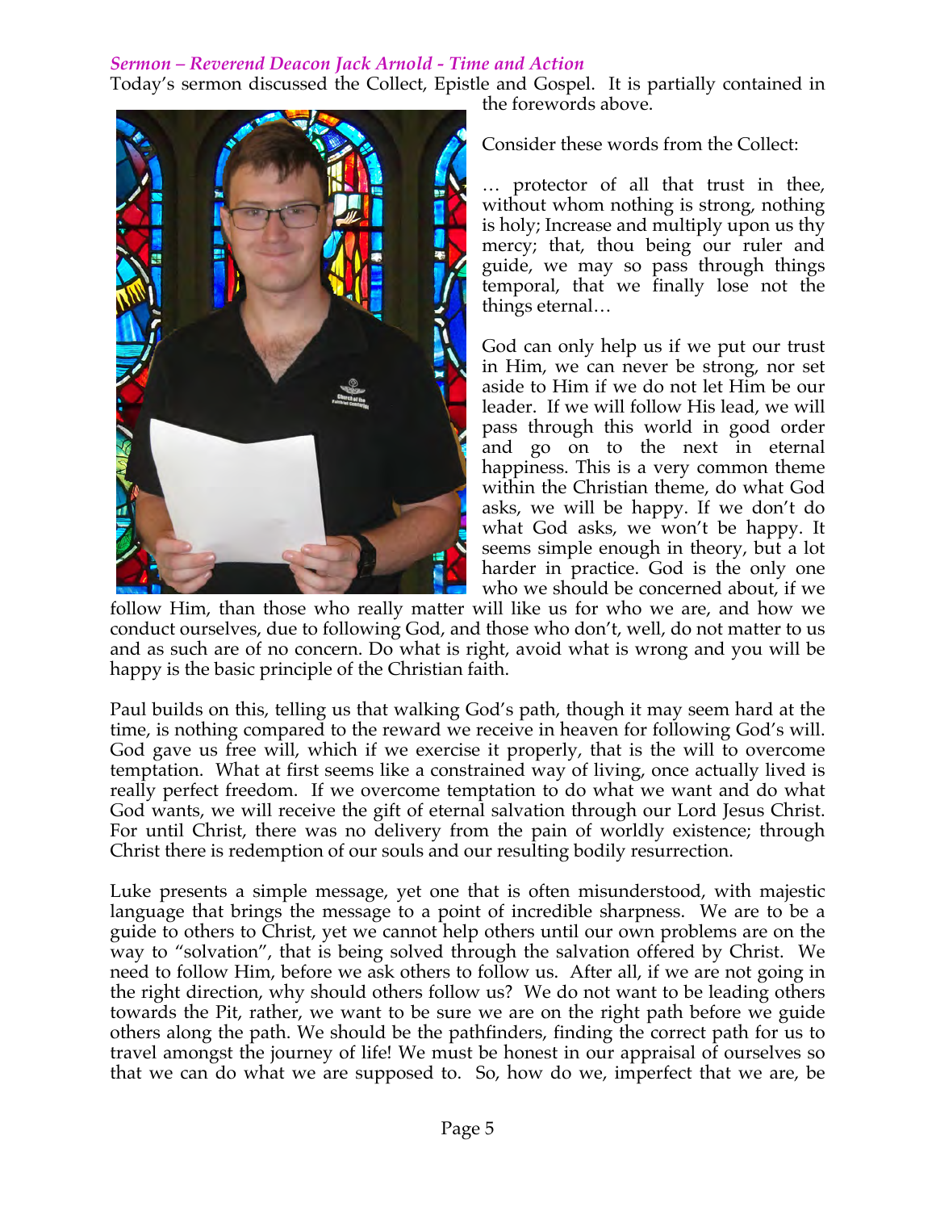*Sermon – Reverend Deacon Jack Arnold - Time and Action*

Today's sermon discussed the Collect, Epistle and Gospel. It is partially contained in the forewords above.

Consider these words from the Collect:

… protector of all that trust in thee, without whom nothing is strong, nothing is holy; Increase and multiply upon us thy mercy; that, thou being our ruler and guide, we may so pass through things temporal, that we finally lose not the things eternal…

God can only help us if we put our trust in Him, we can never be strong, nor set aside to Him if we do not let Him be our leader. If we will follow His lead, we will pass through this world in good order and go on to the next in eternal happiness. This is a very common theme within the Christian theme, do what God asks, we will be happy. If we don't do what God asks, we won't be happy. It seems simple enough in theory, but a lot harder in practice. God is the only one who we should be concerned about, if we follow Him, than those who really matter will like us for who we are, and how we conduct ourselves, due to following God, and those who don't, well, do not matter to us and as such are of no concern. Do what is right, avoid what is wrong and you will be happy is the basic principle of the Christian faith.

Paul builds on this, telling us that walking God's path, though it may seem hard at the time, is nothing compared to the reward we receive in heaven for following God's will. God gave us free will, which if we exercise it properly, that is the will to overcome temptation. What at first seems like a constrained way of living, once actually lived is really perfect freedom. If we overcome temptation to do what we want and do what God wants, we will receive the gift of eternal salvation through our Lord Jesus Christ. For until Christ, there was no delivery from the pain of worldly existence; through Christ there is redemption of our souls and our resulting bodily resurrection.

Luke presents a simple message, yet one that is often misunderstood, with majestic language that brings the message to a point of incredible sharpness. We are to be a guide to others to Christ, yet we cannot help others until our own problems are on the way to "solvation", that is being solved through the salvation offered by Christ. We need to follow Him, before we ask others to follow us. After all, if we are not going in the right direction, why should others follow us? We do not want to be leading others towards the Pit, rather, we want to be sure we are on the right path before we guide others along the path. We should be the pathfinders, finding the correct path for us to travel amongst the journey of life! We must be honest in our appraisal of ourselves so that we can do what we are supposed to. So, how do we, imperfect that we are, be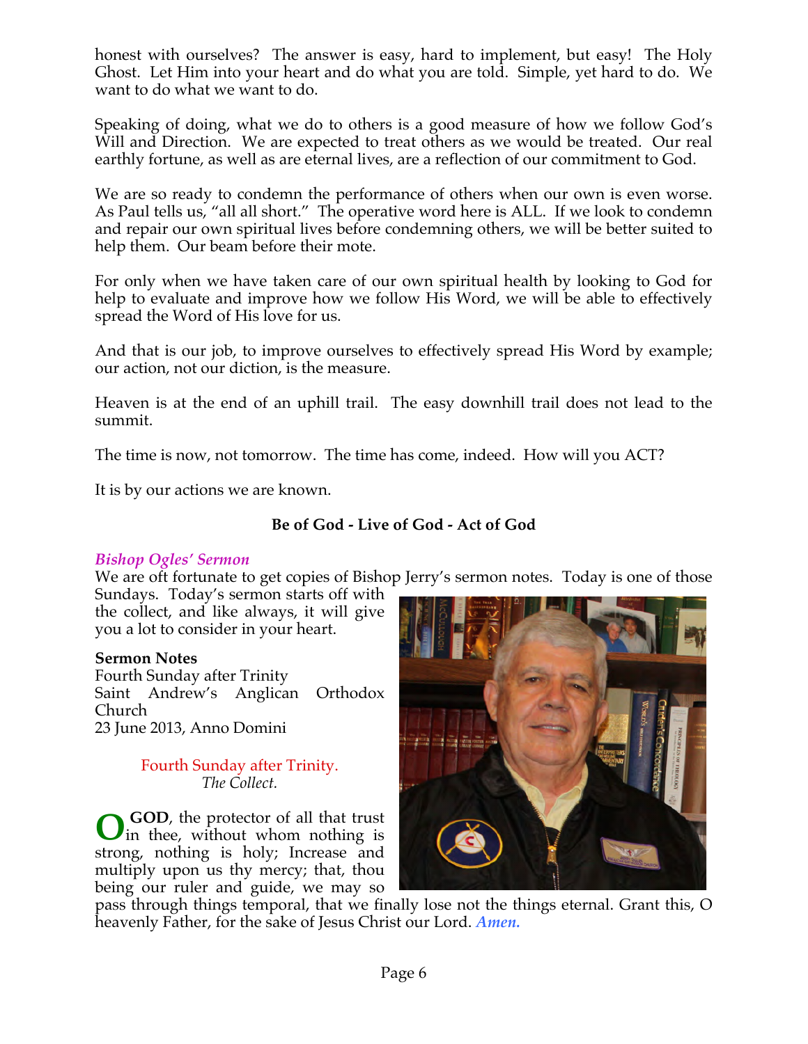honest with ourselves? The answer is easy, hard to implement, but easy! The Holy Ghost. Let Him into your heart and do what you are told. Simple, yet hard to do. We want to do what we want to do.

Speaking of doing, what we do to others is a good measure of how we follow God's Will and Direction. We are expected to treat others as we would be treated. Our real earthly fortune, as well as are eternal lives, are a reflection of our commitment to God.

We are so ready to condemn the performance of others when our own is even worse. As Paul tells us, "all all short." The operative word here is ALL. If we look to condemn and repair our own spiritual lives before condemning others, we will be better suited to help them. Our beam before their mote.

For only when we have taken care of our own spiritual health by looking to God for help to evaluate and improve how we follow His Word, we will be able to effectively spread the Word of His love for us.

And that is our job, to improve ourselves to effectively spread His Word by example; our action, not our diction, is the measure.

Heaven is at the end of an uphill trail. The easy downhill trail does not lead to the summit.

The time is now, not tomorrow. The time has come, indeed. How will you ACT?

It is by our actions we are known.

**Be of God - Live of God - Act of God**

### *Bishop Ogles' Sermon*

We are oft fortunate to get copies of Bishop Jerry's sermon notes. Today is one of those Sundays. Today's sermon starts off with the collect, and like always, it will give you a lot to consider in your heart.

**Sermon Notes**
Fourth Sunday after Trinity
Saint Andrew's Anglican Orthodox Church
23 June 2013, Anno Domini

Fourth Sunday after Trinity.
*The Collect.*

**O GOD**, the protector of all that trust in thee, without whom nothing is strong, nothing is holy; Increase and multiply upon us thy mercy; that, thou being our ruler and guide, we may so pass through things temporal, that we finally lose not the things eternal. Grant this, O heavenly Father, for the sake of Jesus Christ our Lord. ***Amen.***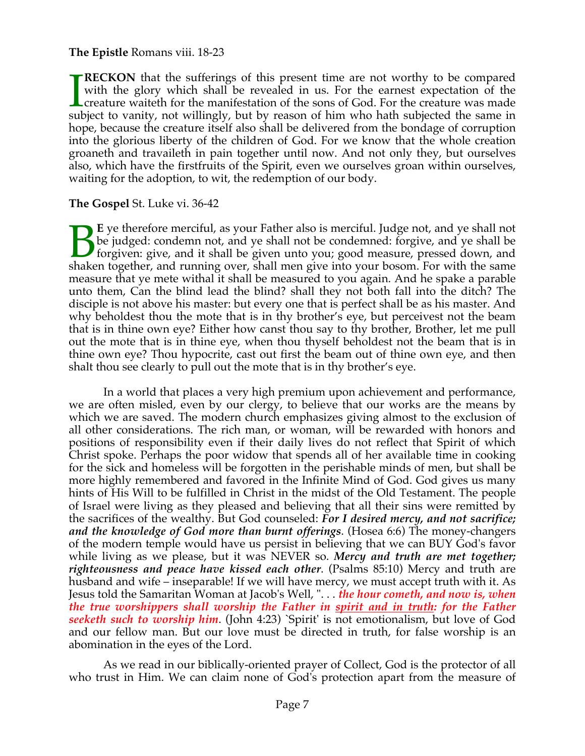**The Epistle** Romans viii. 18-23

I **RECKON** that the sufferings of this present time are not worthy to be compared with the glory which shall be revealed in us. For the earnest expectation of the creature waiteth for the manifestation of the sons of God. For the creature was made subject to vanity, not willingly, but by reason of him who hath subjected the same in hope, because the creature itself also shall be delivered from the bondage of corruption into the glorious liberty of the children of God. For we know that the whole creation groaneth and travaileth in pain together until now. And not only they, but ourselves also, which have the firstfruits of the Spirit, even we ourselves groan within ourselves, waiting for the adoption, to wit, the redemption of our body.

**The Gospel** St. Luke vi. 36-42

B**E** ye therefore merciful, as your Father also is merciful. Judge not, and ye shall not be judged: condemn not, and ye shall not be condemned: forgive, and ye shall be forgiven: give, and it shall be given unto you; good measure, pressed down, and shaken together, and running over, shall men give into your bosom. For with the same measure that ye mete withal it shall be measured to you again. And he spake a parable unto them, Can the blind lead the blind? shall they not both fall into the ditch? The disciple is not above his master: but every one that is perfect shall be as his master. And why beholdest thou the mote that is in thy brother's eye, but perceivest not the beam that is in thine own eye? Either how canst thou say to thy brother, Brother, let me pull out the mote that is in thine eye, when thou thyself beholdest not the beam that is in thine own eye? Thou hypocrite, cast out first the beam out of thine own eye, and then shalt thou see clearly to pull out the mote that is in thy brother's eye.

In a world that places a very high premium upon achievement and performance, we are often misled, even by our clergy, to believe that our works are the means by which we are saved. The modern church emphasizes giving almost to the exclusion of all other considerations. The rich man, or woman, will be rewarded with honors and positions of responsibility even if their daily lives do not reflect that Spirit of which Christ spoke. Perhaps the poor widow that spends all of her available time in cooking for the sick and homeless will be forgotten in the perishable minds of men, but shall be more highly remembered and favored in the Infinite Mind of God. God gives us many hints of His Will to be fulfilled in Christ in the midst of the Old Testament. The people of Israel were living as they pleased and believing that all their sins were remitted by the sacrifices of the wealthy. But God counseled: ***For I desired mercy, and not sacrifice; and the knowledge of God more than burnt offerings***. (Hosea 6:6) The money-changers of the modern temple would have us persist in believing that we can BUY God's favor while living as we please, but it was NEVER so. ***Mercy and truth are met together; righteousness and peace have kissed each other***. (Psalms 85:10) Mercy and truth are husband and wife – inseparable! If we will have mercy, we must accept truth with it. As Jesus told the Samaritan Woman at Jacob's Well, ". . . ***the hour cometh, and now is, when the true worshippers shall worship the Father in spirit and in truth: for the Father seeketh such to worship him***. (John 4:23) `Spirit' is not emotionalism, but love of God and our fellow man. But our love must be directed in truth, for false worship is an abomination in the eyes of the Lord.

As we read in our biblically-oriented prayer of Collect, God is the protector of all who trust in Him. We can claim none of God's protection apart from the measure of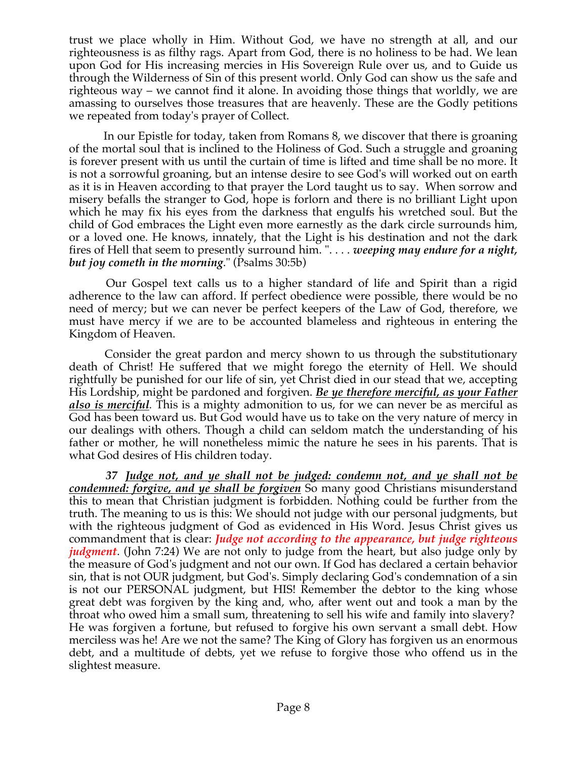trust we place wholly in Him. Without God, we have no strength at all, and our righteousness is as filthy rags. Apart from God, there is no holiness to be had. We lean upon God for His increasing mercies in His Sovereign Rule over us, and to Guide us through the Wilderness of Sin of this present world. Only God can show us the safe and righteous way – we cannot find it alone. In avoiding those things that worldly, we are amassing to ourselves those treasures that are heavenly. These are the Godly petitions we repeated from today's prayer of Collect.

In our Epistle for today, taken from Romans 8, we discover that there is groaning of the mortal soul that is inclined to the Holiness of God. Such a struggle and groaning is forever present with us until the curtain of time is lifted and time shall be no more. It is not a sorrowful groaning, but an intense desire to see God's will worked out on earth as it is in Heaven according to that prayer the Lord taught us to say. When sorrow and misery befalls the stranger to God, hope is forlorn and there is no brilliant Light upon which he may fix his eyes from the darkness that engulfs his wretched soul. But the child of God embraces the Light even more earnestly as the dark circle surrounds him, or a loved one. He knows, innately, that the Light is his destination and not the dark fires of Hell that seem to presently surround him. ". . . . ***weeping may endure for a night, but joy cometh in the morning***." (Psalms 30:5b)

Our Gospel text calls us to a higher standard of life and Spirit than a rigid adherence to the law can afford. If perfect obedience were possible, there would be no need of mercy; but we can never be perfect keepers of the Law of God, therefore, we must have mercy if we are to be accounted blameless and righteous in entering the Kingdom of Heaven.

Consider the great pardon and mercy shown to us through the substitutionary death of Christ! He suffered that we might forego the eternity of Hell. We should rightfully be punished for our life of sin, yet Christ died in our stead that we, accepting His Lordship, might be pardoned and forgiven. <u>***Be ye therefore merciful, as your Father also is merciful***</u>. This is a mighty admonition to us, for we can never be as merciful as God has been toward us. But God would have us to take on the very nature of mercy in our dealings with others. Though a child can seldom match the understanding of his father or mother, he will nonetheless mimic the nature he sees in his parents. That is what God desires of His children today.

***37*** <u>***Judge not, and ye shall not be judged: condemn not, and ye shall not be condemned: forgive, and ye shall be forgiven***</u> So many good Christians misunderstand this to mean that Christian judgment is forbidden. Nothing could be further from the truth. The meaning to us is this: We should not judge with our personal judgments, but with the righteous judgment of God as evidenced in His Word. Jesus Christ gives us commandment that is clear: ***Judge not according to the appearance, but judge righteous judgment***. (John 7:24) We are not only to judge from the heart, but also judge only by the measure of God's judgment and not our own. If God has declared a certain behavior sin, that is not OUR judgment, but God's. Simply declaring God's condemnation of a sin is not our PERSONAL judgment, but HIS! Remember the debtor to the king whose great debt was forgiven by the king and, who, after went out and took a man by the throat who owed him a small sum, threatening to sell his wife and family into slavery? He was forgiven a fortune, but refused to forgive his own servant a small debt. How merciless was he! Are we not the same? The King of Glory has forgiven us an enormous debt, and a multitude of debts, yet we refuse to forgive those who offend us in the slightest measure.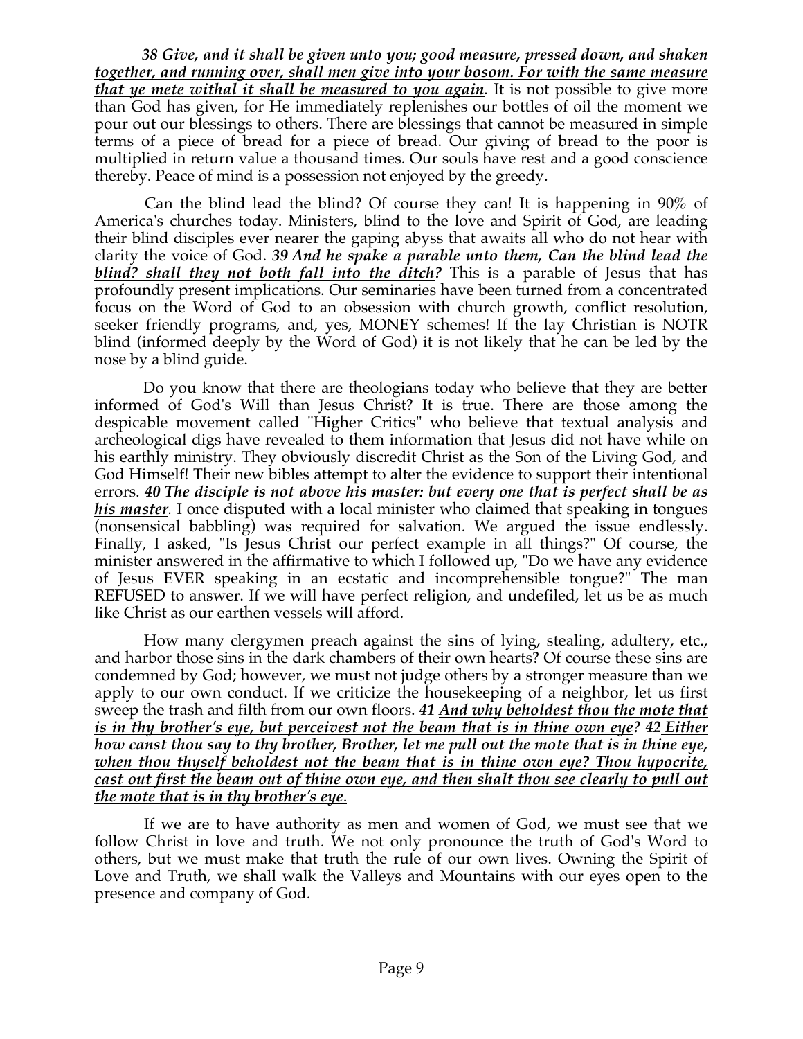*38 Give, and it shall be given unto you; good measure, pressed down, and shaken together, and running over, shall men give into your bosom. For with the same measure that ye mete withal it shall be measured to you again.* It is not possible to give more than God has given, for He immediately replenishes our bottles of oil the moment we pour out our blessings to others. There are blessings that cannot be measured in simple terms of a piece of bread for a piece of bread. Our giving of bread to the poor is multiplied in return value a thousand times. Our souls have rest and a good conscience thereby. Peace of mind is a possession not enjoyed by the greedy.

Can the blind lead the blind? Of course they can! It is happening in 90% of America's churches today. Ministers, blind to the love and Spirit of God, are leading their blind disciples ever nearer the gaping abyss that awaits all who do not hear with clarity the voice of God. ***39 And he spake a parable unto them, Can the blind lead the blind? shall they not both fall into the ditch?*** This is a parable of Jesus that has profoundly present implications. Our seminaries have been turned from a concentrated focus on the Word of God to an obsession with church growth, conflict resolution, seeker friendly programs, and, yes, MONEY schemes! If the lay Christian is NOTR blind (informed deeply by the Word of God) it is not likely that he can be led by the nose by a blind guide.

Do you know that there are theologians today who believe that they are better informed of God's Will than Jesus Christ? It is true. There are those among the despicable movement called "Higher Critics" who believe that textual analysis and archeological digs have revealed to them information that Jesus did not have while on his earthly ministry. They obviously discredit Christ as the Son of the Living God, and God Himself! Their new bibles attempt to alter the evidence to support their intentional errors. ***40 The disciple is not above his master: but every one that is perfect shall be as his master.*** I once disputed with a local minister who claimed that speaking in tongues (nonsensical babbling) was required for salvation. We argued the issue endlessly. Finally, I asked, "Is Jesus Christ our perfect example in all things?" Of course, the minister answered in the affirmative to which I followed up, "Do we have any evidence of Jesus EVER speaking in an ecstatic and incomprehensible tongue?" The man REFUSED to answer. If we will have perfect religion, and undefiled, let us be as much like Christ as our earthen vessels will afford.

How many clergymen preach against the sins of lying, stealing, adultery, etc., and harbor those sins in the dark chambers of their own hearts? Of course these sins are condemned by God; however, we must not judge others by a stronger measure than we apply to our own conduct. If we criticize the housekeeping of a neighbor, let us first sweep the trash and filth from our own floors. ***41 And why beholdest thou the mote that is in thy brother's eye, but perceivest not the beam that is in thine own eye? 42 Either how canst thou say to thy brother, Brother, let me pull out the mote that is in thine eye, when thou thyself beholdest not the beam that is in thine own eye? Thou hypocrite, cast out first the beam out of thine own eye, and then shalt thou see clearly to pull out the mote that is in thy brother's eye.***

If we are to have authority as men and women of God, we must see that we follow Christ in love and truth. We not only pronounce the truth of God's Word to others, but we must make that truth the rule of our own lives. Owning the Spirit of Love and Truth, we shall walk the Valleys and Mountains with our eyes open to the presence and company of God.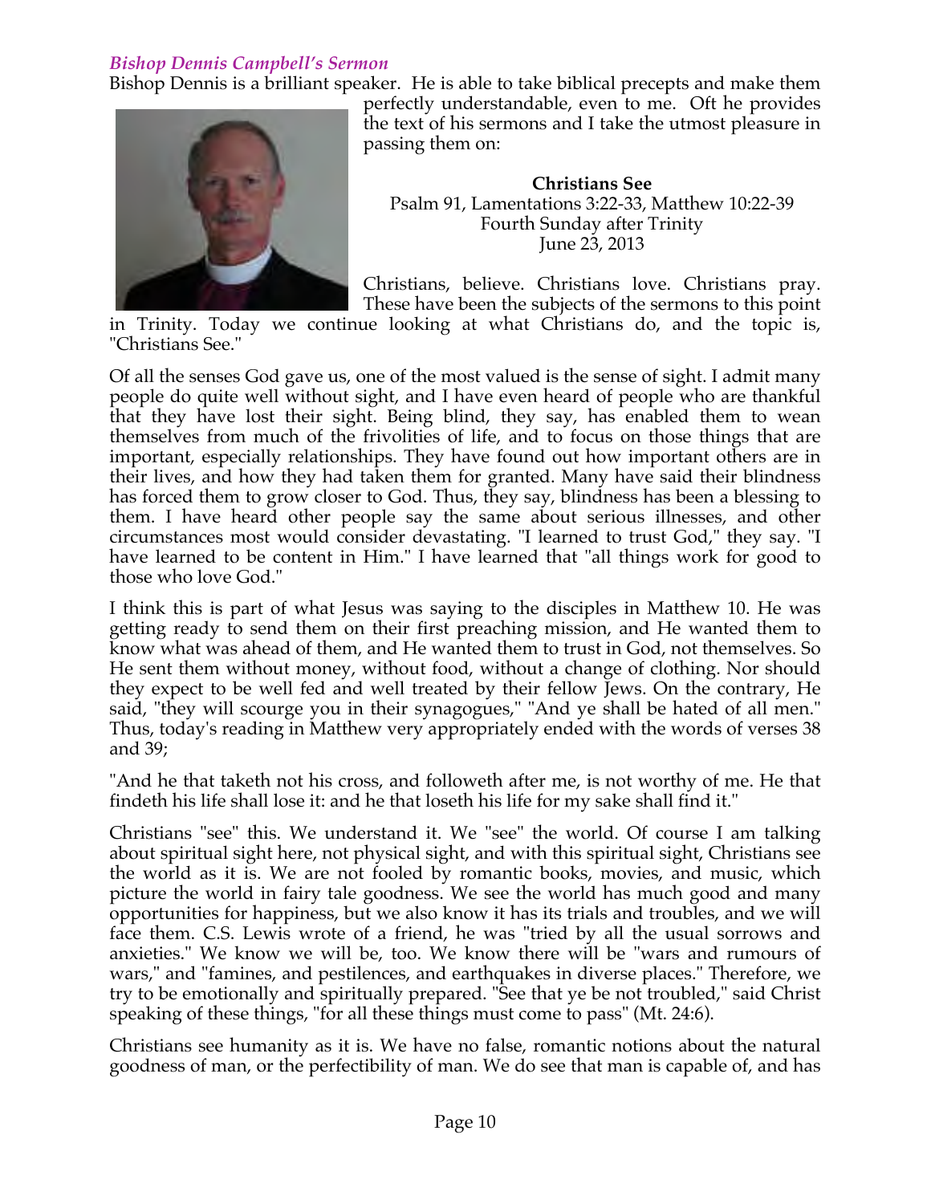### *Bishop Dennis Campbell's Sermon*

Bishop Dennis is a brilliant speaker. He is able to take biblical precepts and make them perfectly understandable, even to me. Oft he provides the text of his sermons and I take the utmost pleasure in passing them on:

**Christians See**
Psalm 91, Lamentations 3:22-33, Matthew 10:22-39
Fourth Sunday after Trinity
June 23, 2013

Christians, believe. Christians love. Christians pray. These have been the subjects of the sermons to this point in Trinity. Today we continue looking at what Christians do, and the topic is, "Christians See."

Of all the senses God gave us, one of the most valued is the sense of sight. I admit many people do quite well without sight, and I have even heard of people who are thankful that they have lost their sight. Being blind, they say, has enabled them to wean themselves from much of the frivolities of life, and to focus on those things that are important, especially relationships. They have found out how important others are in their lives, and how they had taken them for granted. Many have said their blindness has forced them to grow closer to God. Thus, they say, blindness has been a blessing to them. I have heard other people say the same about serious illnesses, and other circumstances most would consider devastating. "I learned to trust God," they say. "I have learned to be content in Him." I have learned that "all things work for good to those who love God."

I think this is part of what Jesus was saying to the disciples in Matthew 10. He was getting ready to send them on their first preaching mission, and He wanted them to know what was ahead of them, and He wanted them to trust in God, not themselves. So He sent them without money, without food, without a change of clothing. Nor should they expect to be well fed and well treated by their fellow Jews. On the contrary, He said, "they will scourge you in their synagogues," "And ye shall be hated of all men." Thus, today's reading in Matthew very appropriately ended with the words of verses 38 and 39;

"And he that taketh not his cross, and followeth after me, is not worthy of me. He that findeth his life shall lose it: and he that loseth his life for my sake shall find it."

Christians "see" this. We understand it. We "see" the world. Of course I am talking about spiritual sight here, not physical sight, and with this spiritual sight, Christians see the world as it is. We are not fooled by romantic books, movies, and music, which picture the world in fairy tale goodness. We see the world has much good and many opportunities for happiness, but we also know it has its trials and troubles, and we will face them. C.S. Lewis wrote of a friend, he was "tried by all the usual sorrows and anxieties." We know we will be, too. We know there will be "wars and rumours of wars," and "famines, and pestilences, and earthquakes in diverse places." Therefore, we try to be emotionally and spiritually prepared. "See that ye be not troubled," said Christ speaking of these things, "for all these things must come to pass" (Mt. 24:6).

Christians see humanity as it is. We have no false, romantic notions about the natural goodness of man, or the perfectibility of man. We do see that man is capable of, and has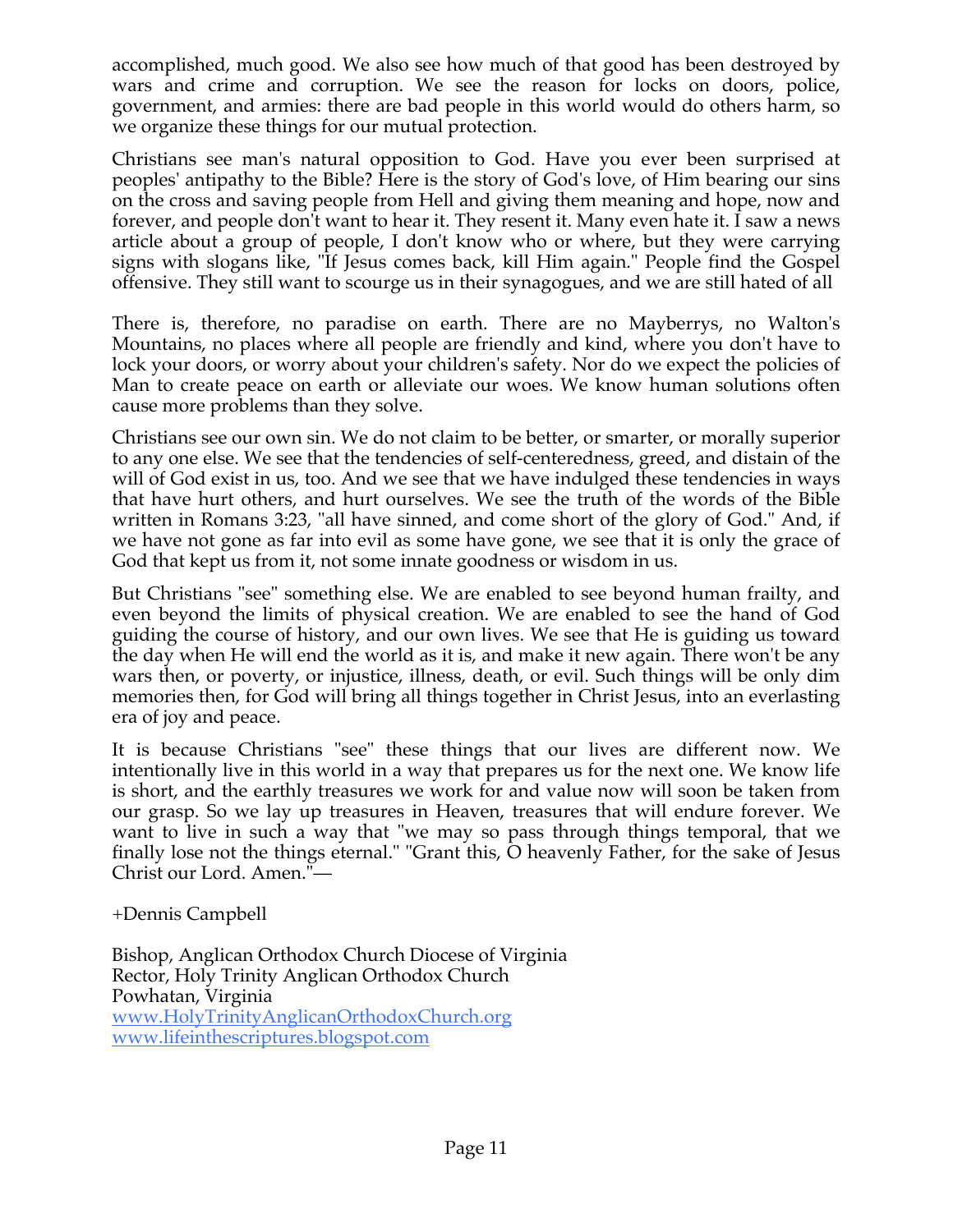accomplished, much good. We also see how much of that good has been destroyed by wars and crime and corruption. We see the reason for locks on doors, police, government, and armies: there are bad people in this world would do others harm, so we organize these things for our mutual protection.

Christians see man's natural opposition to God. Have you ever been surprised at peoples' antipathy to the Bible? Here is the story of God's love, of Him bearing our sins on the cross and saving people from Hell and giving them meaning and hope, now and forever, and people don't want to hear it. They resent it. Many even hate it. I saw a news article about a group of people, I don't know who or where, but they were carrying signs with slogans like, "If Jesus comes back, kill Him again." People find the Gospel offensive. They still want to scourge us in their synagogues, and we are still hated of all

There is, therefore, no paradise on earth. There are no Mayberrys, no Walton's Mountains, no places where all people are friendly and kind, where you don't have to lock your doors, or worry about your children's safety. Nor do we expect the policies of Man to create peace on earth or alleviate our woes. We know human solutions often cause more problems than they solve.

Christians see our own sin. We do not claim to be better, or smarter, or morally superior to any one else. We see that the tendencies of self-centeredness, greed, and distain of the will of God exist in us, too. And we see that we have indulged these tendencies in ways that have hurt others, and hurt ourselves. We see the truth of the words of the Bible written in Romans 3:23, "all have sinned, and come short of the glory of God." And, if we have not gone as far into evil as some have gone, we see that it is only the grace of God that kept us from it, not some innate goodness or wisdom in us.

But Christians "see" something else. We are enabled to see beyond human frailty, and even beyond the limits of physical creation. We are enabled to see the hand of God guiding the course of history, and our own lives. We see that He is guiding us toward the day when He will end the world as it is, and make it new again. There won't be any wars then, or poverty, or injustice, illness, death, or evil. Such things will be only dim memories then, for God will bring all things together in Christ Jesus, into an everlasting era of joy and peace.

It is because Christians "see" these things that our lives are different now. We intentionally live in this world in a way that prepares us for the next one. We know life is short, and the earthly treasures we work for and value now will soon be taken from our grasp. So we lay up treasures in Heaven, treasures that will endure forever. We want to live in such a way that "we may so pass through things temporal, that we finally lose not the things eternal." "Grant this, O heavenly Father, for the sake of Jesus Christ our Lord. Amen."—

+Dennis Campbell

Bishop, Anglican Orthodox Church Diocese of Virginia
Rector, Holy Trinity Anglican Orthodox Church
Powhatan, Virginia
www.HolyTrinityAnglicanOrthodoxChurch.org
www.lifeinthescriptures.blogspot.com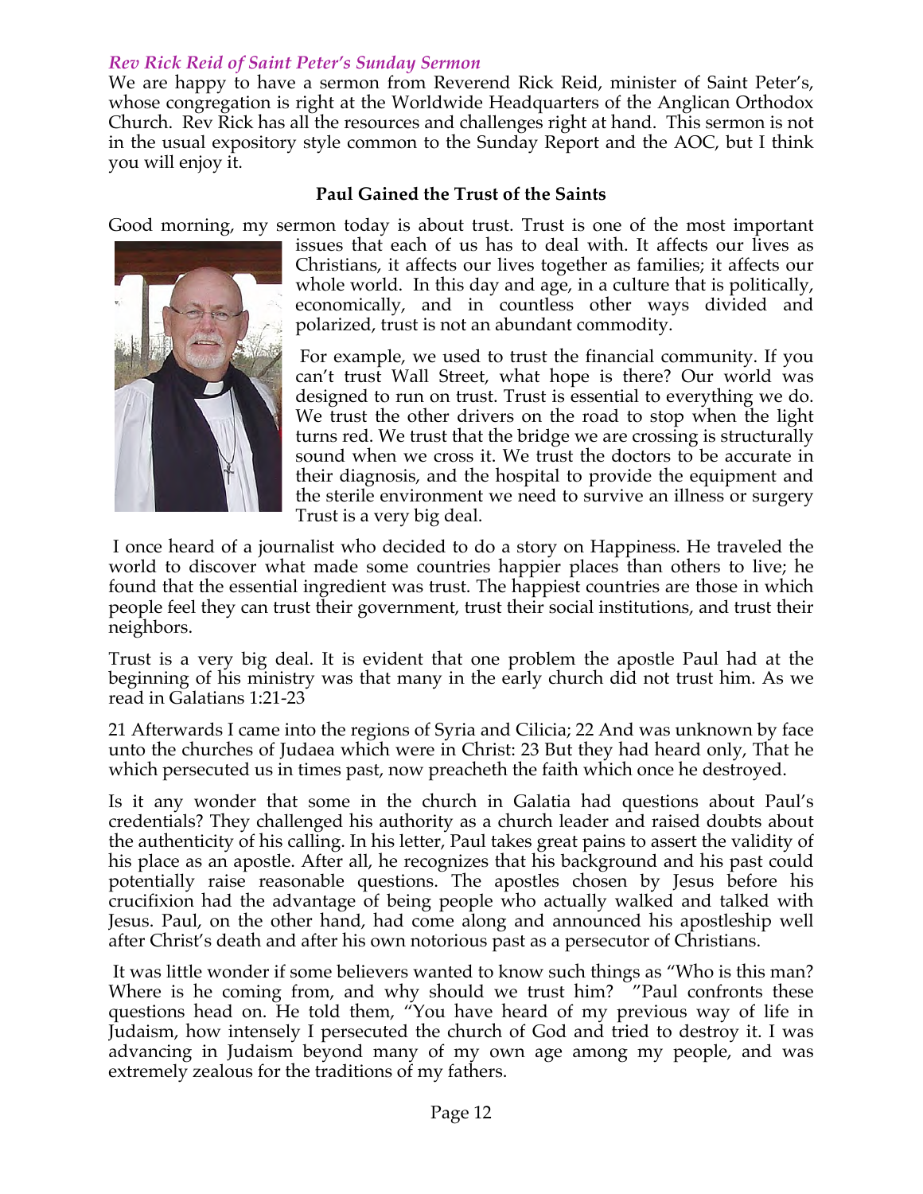*Rev Rick Reid of Saint Peter's Sunday Sermon*

We are happy to have a sermon from Reverend Rick Reid, minister of Saint Peter's, whose congregation is right at the Worldwide Headquarters of the Anglican Orthodox Church. Rev Rick has all the resources and challenges right at hand. This sermon is not in the usual expository style common to the Sunday Report and the AOC, but I think you will enjoy it.

**Paul Gained the Trust of the Saints**

Good morning, my sermon today is about trust. Trust is one of the most important issues that each of us has to deal with. It affects our lives as Christians, it affects our lives together as families; it affects our whole world. In this day and age, in a culture that is politically, economically, and in countless other ways divided and polarized, trust is not an abundant commodity.

For example, we used to trust the financial community. If you can't trust Wall Street, what hope is there? Our world was designed to run on trust. Trust is essential to everything we do. We trust the other drivers on the road to stop when the light turns red. We trust that the bridge we are crossing is structurally sound when we cross it. We trust the doctors to be accurate in their diagnosis, and the hospital to provide the equipment and the sterile environment we need to survive an illness or surgery Trust is a very big deal.

I once heard of a journalist who decided to do a story on Happiness. He traveled the world to discover what made some countries happier places than others to live; he found that the essential ingredient was trust. The happiest countries are those in which people feel they can trust their government, trust their social institutions, and trust their neighbors.

Trust is a very big deal. It is evident that one problem the apostle Paul had at the beginning of his ministry was that many in the early church did not trust him. As we read in Galatians 1:21-23

21 Afterwards I came into the regions of Syria and Cilicia; 22 And was unknown by face unto the churches of Judaea which were in Christ: 23 But they had heard only, That he which persecuted us in times past, now preacheth the faith which once he destroyed.

Is it any wonder that some in the church in Galatia had questions about Paul's credentials? They challenged his authority as a church leader and raised doubts about the authenticity of his calling. In his letter, Paul takes great pains to assert the validity of his place as an apostle. After all, he recognizes that his background and his past could potentially raise reasonable questions. The apostles chosen by Jesus before his crucifixion had the advantage of being people who actually walked and talked with Jesus. Paul, on the other hand, had come along and announced his apostleship well after Christ's death and after his own notorious past as a persecutor of Christians.

It was little wonder if some believers wanted to know such things as "Who is this man? Where is he coming from, and why should we trust him? "Paul confronts these questions head on. He told them, "You have heard of my previous way of life in Judaism, how intensely I persecuted the church of God and tried to destroy it. I was advancing in Judaism beyond many of my own age among my people, and was extremely zealous for the traditions of my fathers.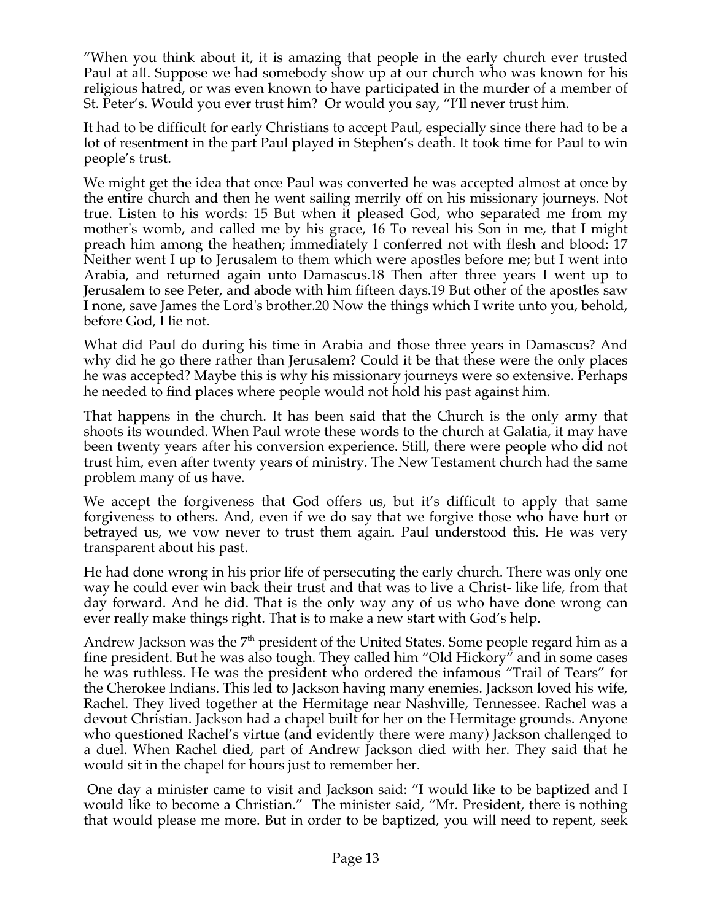"When you think about it, it is amazing that people in the early church ever trusted Paul at all. Suppose we had somebody show up at our church who was known for his religious hatred, or was even known to have participated in the murder of a member of St. Peter's. Would you ever trust him? Or would you say, "I'll never trust him.

It had to be difficult for early Christians to accept Paul, especially since there had to be a lot of resentment in the part Paul played in Stephen's death. It took time for Paul to win people's trust.

We might get the idea that once Paul was converted he was accepted almost at once by the entire church and then he went sailing merrily off on his missionary journeys. Not true. Listen to his words: 15 But when it pleased God, who separated me from my mother's womb, and called me by his grace, 16 To reveal his Son in me, that I might preach him among the heathen; immediately I conferred not with flesh and blood: 17 Neither went I up to Jerusalem to them which were apostles before me; but I went into Arabia, and returned again unto Damascus.18 Then after three years I went up to Jerusalem to see Peter, and abode with him fifteen days.19 But other of the apostles saw I none, save James the Lord's brother.20 Now the things which I write unto you, behold, before God, I lie not.

What did Paul do during his time in Arabia and those three years in Damascus? And why did he go there rather than Jerusalem? Could it be that these were the only places he was accepted? Maybe this is why his missionary journeys were so extensive. Perhaps he needed to find places where people would not hold his past against him.

That happens in the church. It has been said that the Church is the only army that shoots its wounded. When Paul wrote these words to the church at Galatia, it may have been twenty years after his conversion experience. Still, there were people who did not trust him, even after twenty years of ministry. The New Testament church had the same problem many of us have.

We accept the forgiveness that God offers us, but it's difficult to apply that same forgiveness to others. And, even if we do say that we forgive those who have hurt or betrayed us, we vow never to trust them again. Paul understood this. He was very transparent about his past.

He had done wrong in his prior life of persecuting the early church. There was only one way he could ever win back their trust and that was to live a Christ- like life, from that day forward. And he did. That is the only way any of us who have done wrong can ever really make things right. That is to make a new start with God's help.

Andrew Jackson was the 7th president of the United States. Some people regard him as a fine president. But he was also tough. They called him "Old Hickory" and in some cases he was ruthless. He was the president who ordered the infamous "Trail of Tears" for the Cherokee Indians. This led to Jackson having many enemies. Jackson loved his wife, Rachel. They lived together at the Hermitage near Nashville, Tennessee. Rachel was a devout Christian. Jackson had a chapel built for her on the Hermitage grounds. Anyone who questioned Rachel's virtue (and evidently there were many) Jackson challenged to a duel. When Rachel died, part of Andrew Jackson died with her. They said that he would sit in the chapel for hours just to remember her.

One day a minister came to visit and Jackson said: "I would like to be baptized and I would like to become a Christian." The minister said, "Mr. President, there is nothing that would please me more. But in order to be baptized, you will need to repent, seek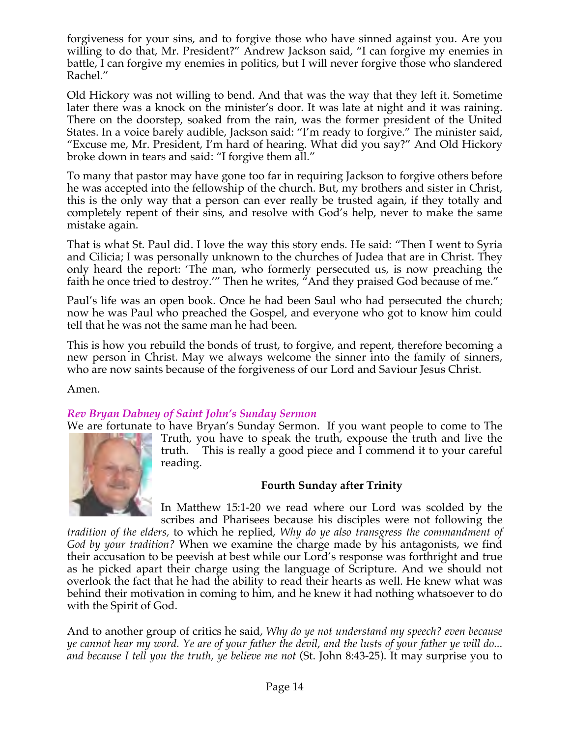forgiveness for your sins, and to forgive those who have sinned against you. Are you willing to do that, Mr. President?" Andrew Jackson said, "I can forgive my enemies in battle, I can forgive my enemies in politics, but I will never forgive those who slandered Rachel."

Old Hickory was not willing to bend. And that was the way that they left it. Sometime later there was a knock on the minister's door. It was late at night and it was raining. There on the doorstep, soaked from the rain, was the former president of the United States. In a voice barely audible, Jackson said: "I'm ready to forgive." The minister said, "Excuse me, Mr. President, I'm hard of hearing. What did you say?" And Old Hickory broke down in tears and said: "I forgive them all."

To many that pastor may have gone too far in requiring Jackson to forgive others before he was accepted into the fellowship of the church. But, my brothers and sister in Christ, this is the only way that a person can ever really be trusted again, if they totally and completely repent of their sins, and resolve with God's help, never to make the same mistake again.

That is what St. Paul did. I love the way this story ends. He said: "Then I went to Syria and Cilicia; I was personally unknown to the churches of Judea that are in Christ. They only heard the report: 'The man, who formerly persecuted us, is now preaching the faith he once tried to destroy.'" Then he writes, "And they praised God because of me."

Paul's life was an open book. Once he had been Saul who had persecuted the church; now he was Paul who preached the Gospel, and everyone who got to know him could tell that he was not the same man he had been.

This is how you rebuild the bonds of trust, to forgive, and repent, therefore becoming a new person in Christ. May we always welcome the sinner into the family of sinners, who are now saints because of the forgiveness of our Lord and Saviour Jesus Christ.

Amen.

### *Rev Bryan Dabney of Saint John's Sunday Sermon*

We are fortunate to have Bryan's Sunday Sermon. If you want people to come to The Truth, you have to speak the truth, expouse the truth and live the truth. This is really a good piece and I commend it to your careful reading.

**Fourth Sunday after Trinity**

In Matthew 15:1-20 we read where our Lord was scolded by the scribes and Pharisees because his disciples were not following the *tradition of the elders,* to which he replied, *Why do ye also transgress the commandment of God by your tradition?* When we examine the charge made by his antagonists, we find their accusation to be peevish at best while our Lord's response was forthright and true as he picked apart their charge using the language of Scripture. And we should not overlook the fact that he had the ability to read their hearts as well. He knew what was behind their motivation in coming to him, and he knew it had nothing whatsoever to do with the Spirit of God.

And to another group of critics he said, *Why do ye not understand my speech? even because ye cannot hear my word. Ye are of your father the devil, and the lusts of your father ye will do... and because I tell you the truth, ye believe me not* (St. John 8:43-25). It may surprise you to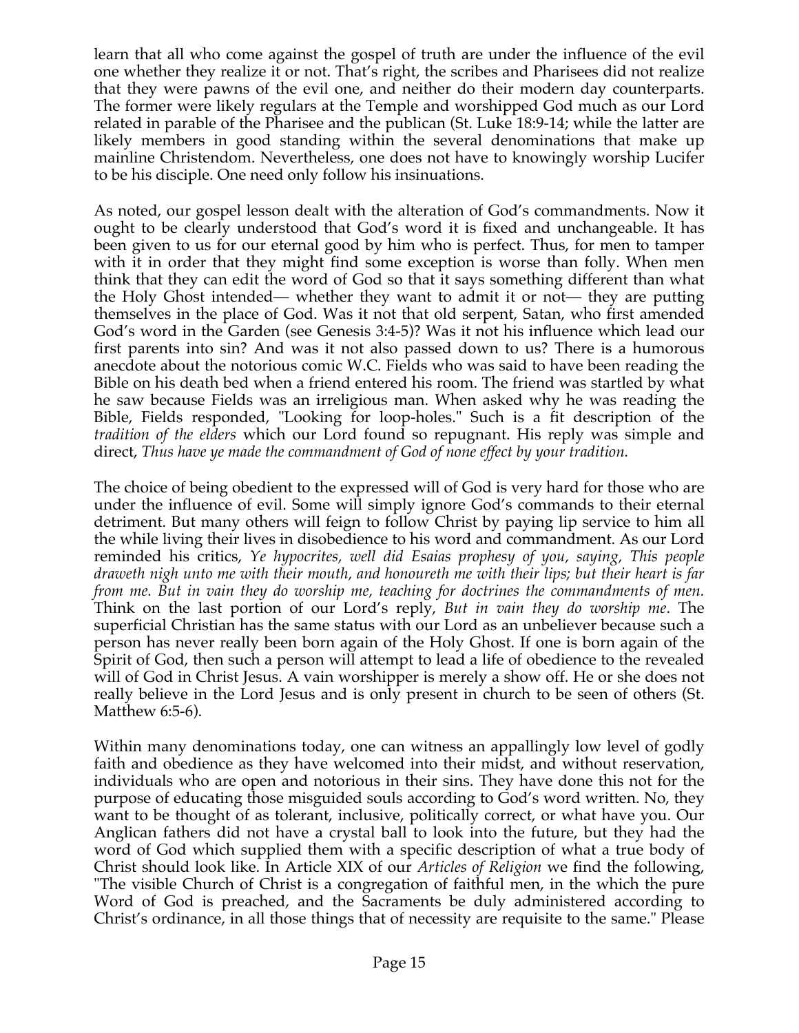learn that all who come against the gospel of truth are under the influence of the evil one whether they realize it or not. That's right, the scribes and Pharisees did not realize that they were pawns of the evil one, and neither do their modern day counterparts. The former were likely regulars at the Temple and worshipped God much as our Lord related in parable of the Pharisee and the publican (St. Luke 18:9-14; while the latter are likely members in good standing within the several denominations that make up mainline Christendom. Nevertheless, one does not have to knowingly worship Lucifer to be his disciple. One need only follow his insinuations.

As noted, our gospel lesson dealt with the alteration of God's commandments. Now it ought to be clearly understood that God's word it is fixed and unchangeable. It has been given to us for our eternal good by him who is perfect. Thus, for men to tamper with it in order that they might find some exception is worse than folly. When men think that they can edit the word of God so that it says something different than what the Holy Ghost intended— whether they want to admit it or not— they are putting themselves in the place of God. Was it not that old serpent, Satan, who first amended God's word in the Garden (see Genesis 3:4-5)? Was it not his influence which lead our first parents into sin? And was it not also passed down to us? There is a humorous anecdote about the notorious comic W.C. Fields who was said to have been reading the Bible on his death bed when a friend entered his room. The friend was startled by what he saw because Fields was an irreligious man. When asked why he was reading the Bible, Fields responded, "Looking for loop-holes." Such is a fit description of the *tradition of the elders* which our Lord found so repugnant. His reply was simple and direct, *Thus have ye made the commandment of God of none effect by your tradition.*

The choice of being obedient to the expressed will of God is very hard for those who are under the influence of evil. Some will simply ignore God's commands to their eternal detriment. But many others will feign to follow Christ by paying lip service to him all the while living their lives in disobedience to his word and commandment. As our Lord reminded his critics, *Ye hypocrites, well did Esaias prophesy of you, saying, This people draweth nigh unto me with their mouth, and honoureth me with their lips; but their heart is far from me. But in vain they do worship me, teaching for doctrines the commandments of men.* Think on the last portion of our Lord's reply, *But in vain they do worship me*. The superficial Christian has the same status with our Lord as an unbeliever because such a person has never really been born again of the Holy Ghost. If one is born again of the Spirit of God, then such a person will attempt to lead a life of obedience to the revealed will of God in Christ Jesus. A vain worshipper is merely a show off. He or she does not really believe in the Lord Jesus and is only present in church to be seen of others (St. Matthew 6:5-6).

Within many denominations today, one can witness an appallingly low level of godly faith and obedience as they have welcomed into their midst, and without reservation, individuals who are open and notorious in their sins. They have done this not for the purpose of educating those misguided souls according to God's word written. No, they want to be thought of as tolerant, inclusive, politically correct, or what have you. Our Anglican fathers did not have a crystal ball to look into the future, but they had the word of God which supplied them with a specific description of what a true body of Christ should look like. In Article XIX of our *Articles of Religion* we find the following, "The visible Church of Christ is a congregation of faithful men, in the which the pure Word of God is preached, and the Sacraments be duly administered according to Christ's ordinance, in all those things that of necessity are requisite to the same." Please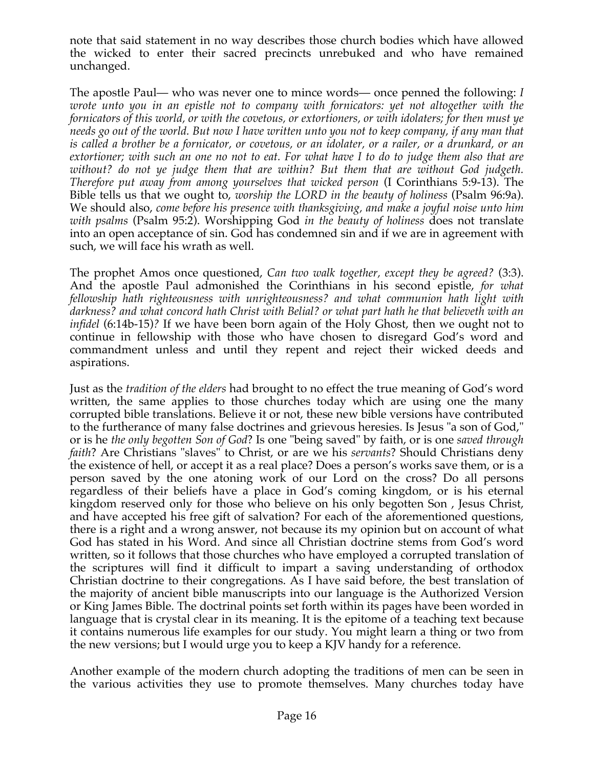note that said statement in no way describes those church bodies which have allowed the wicked to enter their sacred precincts unrebuked and who have remained unchanged.

The apostle Paul— who was never one to mince words— once penned the following: *I wrote unto you in an epistle not to company with fornicators: yet not altogether with the fornicators of this world, or with the covetous, or extortioners, or with idolaters; for then must ye needs go out of the world. But now I have written unto you not to keep company, if any man that is called a brother be a fornicator, or covetous, or an idolater, or a railer, or a drunkard, or an extortioner; with such an one no not to eat. For what have I to do to judge them also that are without? do not ye judge them that are within? But them that are without God judgeth. Therefore put away from among yourselves that wicked person* (I Corinthians 5:9-13). The Bible tells us that we ought to, *worship the LORD in the beauty of holiness* (Psalm 96:9a). We should also, *come before his presence with thanksgiving, and make a joyful noise unto him with psalms* (Psalm 95:2). Worshipping God *in the beauty of holiness* does not translate into an open acceptance of sin. God has condemned sin and if we are in agreement with such, we will face his wrath as well.

The prophet Amos once questioned, *Can two walk together, except they be agreed?* (3:3). And the apostle Paul admonished the Corinthians in his second epistle, *for what fellowship hath righteousness with unrighteousness? and what communion hath light with darkness? and what concord hath Christ with Belial? or what part hath he that believeth with an infidel* (6:14b-15)*?* If we have been born again of the Holy Ghost, then we ought not to continue in fellowship with those who have chosen to disregard God's word and commandment unless and until they repent and reject their wicked deeds and aspirations.

Just as the *tradition of the elders* had brought to no effect the true meaning of God's word written, the same applies to those churches today which are using one the many corrupted bible translations. Believe it or not, these new bible versions have contributed to the furtherance of many false doctrines and grievous heresies. Is Jesus "a son of God," or is he *the only begotten Son of God*? Is one "being saved" by faith, or is one *saved through faith*? Are Christians "slaves" to Christ, or are we his *servants*? Should Christians deny the existence of hell, or accept it as a real place? Does a person's works save them, or is a person saved by the one atoning work of our Lord on the cross? Do all persons regardless of their beliefs have a place in God's coming kingdom, or is his eternal kingdom reserved only for those who believe on his only begotten Son , Jesus Christ, and have accepted his free gift of salvation? For each of the aforementioned questions, there is a right and a wrong answer, not because its my opinion but on account of what God has stated in his Word. And since all Christian doctrine stems from God's word written, so it follows that those churches who have employed a corrupted translation of the scriptures will find it difficult to impart a saving understanding of orthodox Christian doctrine to their congregations. As I have said before, the best translation of the majority of ancient bible manuscripts into our language is the Authorized Version or King James Bible. The doctrinal points set forth within its pages have been worded in language that is crystal clear in its meaning. It is the epitome of a teaching text because it contains numerous life examples for our study. You might learn a thing or two from the new versions; but I would urge you to keep a KJV handy for a reference.

Another example of the modern church adopting the traditions of men can be seen in the various activities they use to promote themselves. Many churches today have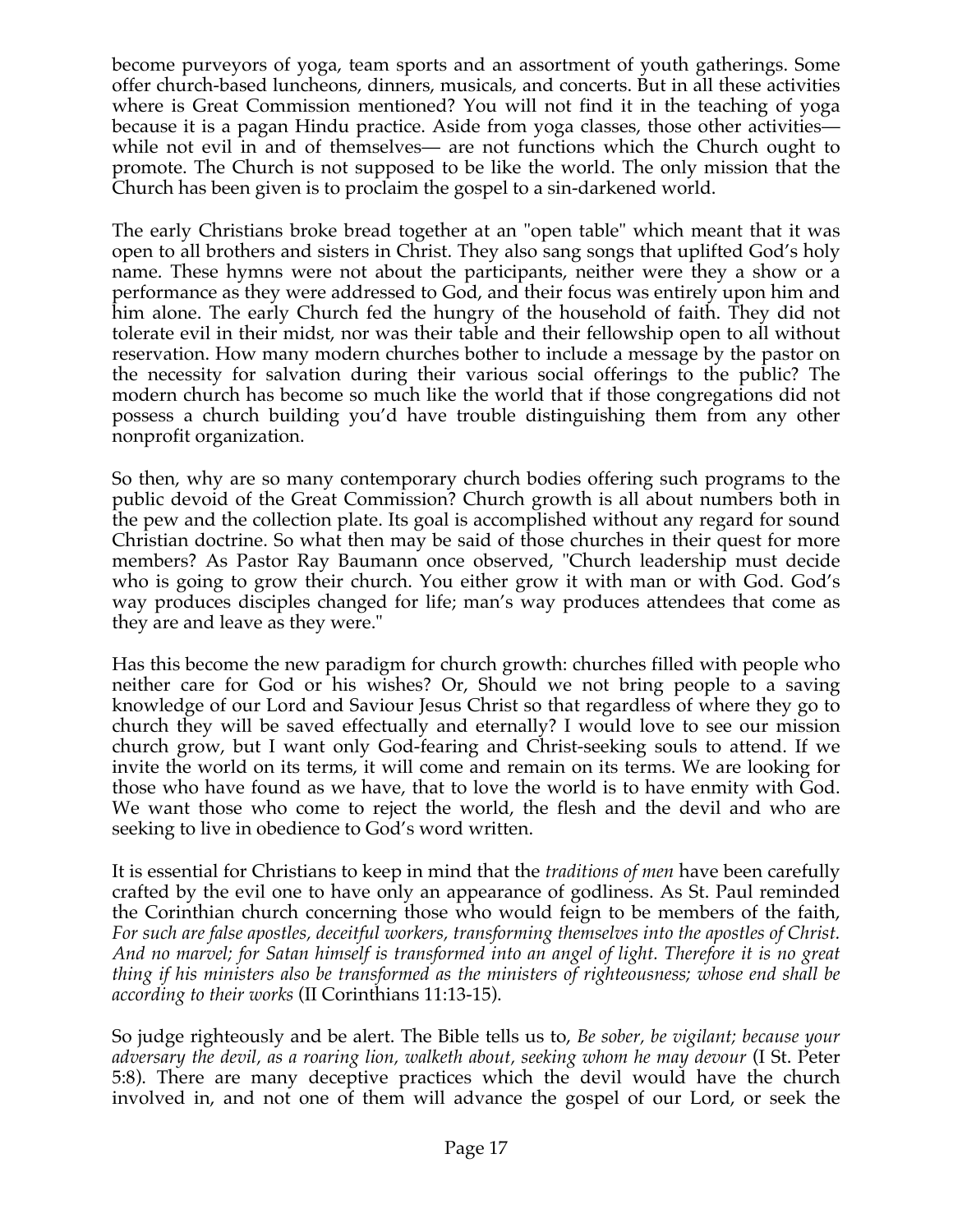become purveyors of yoga, team sports and an assortment of youth gatherings. Some offer church-based luncheons, dinners, musicals, and concerts. But in all these activities where is Great Commission mentioned? You will not find it in the teaching of yoga because it is a pagan Hindu practice. Aside from yoga classes, those other activities— while not evil in and of themselves— are not functions which the Church ought to promote. The Church is not supposed to be like the world. The only mission that the Church has been given is to proclaim the gospel to a sin-darkened world.

The early Christians broke bread together at an "open table" which meant that it was open to all brothers and sisters in Christ. They also sang songs that uplifted God's holy name. These hymns were not about the participants, neither were they a show or a performance as they were addressed to God, and their focus was entirely upon him and him alone. The early Church fed the hungry of the household of faith. They did not tolerate evil in their midst, nor was their table and their fellowship open to all without reservation. How many modern churches bother to include a message by the pastor on the necessity for salvation during their various social offerings to the public? The modern church has become so much like the world that if those congregations did not possess a church building you'd have trouble distinguishing them from any other nonprofit organization.

So then, why are so many contemporary church bodies offering such programs to the public devoid of the Great Commission? Church growth is all about numbers both in the pew and the collection plate. Its goal is accomplished without any regard for sound Christian doctrine. So what then may be said of those churches in their quest for more members? As Pastor Ray Baumann once observed, "Church leadership must decide who is going to grow their church. You either grow it with man or with God. God's way produces disciples changed for life; man's way produces attendees that come as they are and leave as they were."

Has this become the new paradigm for church growth: churches filled with people who neither care for God or his wishes? Or, Should we not bring people to a saving knowledge of our Lord and Saviour Jesus Christ so that regardless of where they go to church they will be saved effectually and eternally? I would love to see our mission church grow, but I want only God-fearing and Christ-seeking souls to attend. If we invite the world on its terms, it will come and remain on its terms. We are looking for those who have found as we have, that to love the world is to have enmity with God. We want those who come to reject the world, the flesh and the devil and who are seeking to live in obedience to God's word written.

It is essential for Christians to keep in mind that the *traditions of men* have been carefully crafted by the evil one to have only an appearance of godliness. As St. Paul reminded the Corinthian church concerning those who would feign to be members of the faith, *For such are false apostles, deceitful workers, transforming themselves into the apostles of Christ. And no marvel; for Satan himself is transformed into an angel of light. Therefore it is no great thing if his ministers also be transformed as the ministers of righteousness; whose end shall be according to their works* (II Corinthians 11:13-15).

So judge righteously and be alert. The Bible tells us to, *Be sober, be vigilant; because your adversary the devil, as a roaring lion, walketh about, seeking whom he may devour* (I St. Peter 5:8). There are many deceptive practices which the devil would have the church involved in, and not one of them will advance the gospel of our Lord, or seek the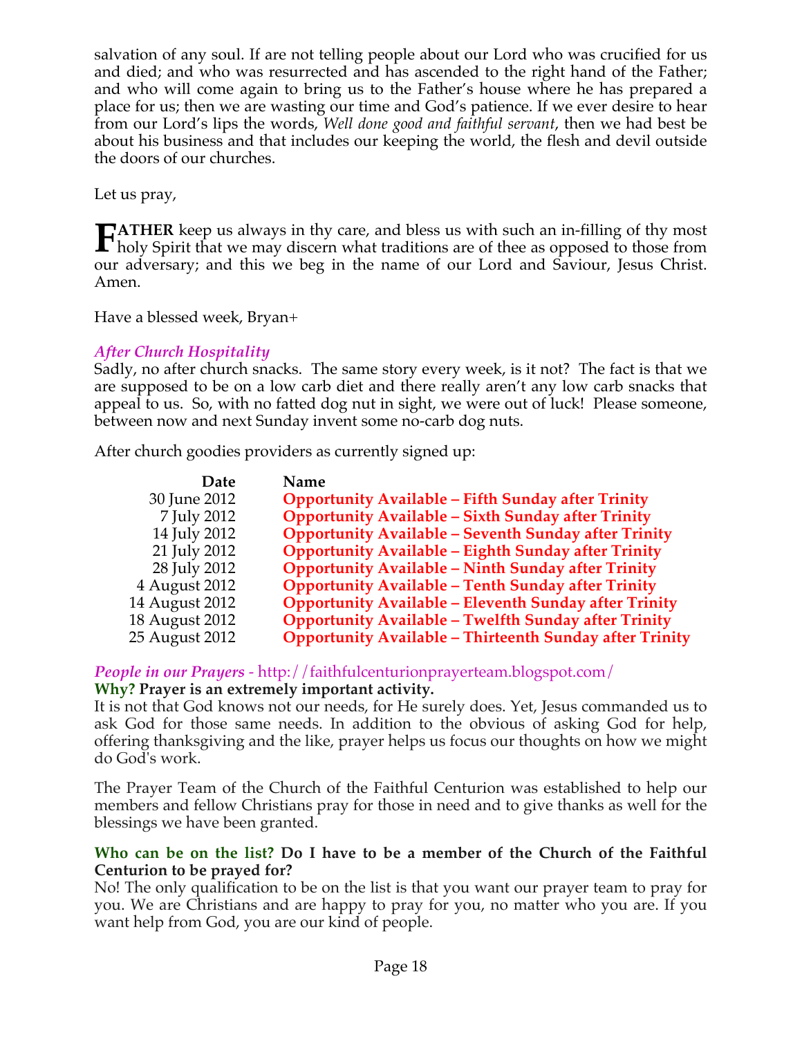salvation of any soul. If are not telling people about our Lord who was crucified for us and died; and who was resurrected and has ascended to the right hand of the Father; and who will come again to bring us to the Father's house where he has prepared a place for us; then we are wasting our time and God's patience. If we ever desire to hear from our Lord's lips the words, *Well done good and faithful servant*, then we had best be about his business and that includes our keeping the world, the flesh and devil outside the doors of our churches.

Let us pray,

**FATHER** keep us always in thy care, and bless us with such an in-filling of thy most holy Spirit that we may discern what traditions are of thee as opposed to those from our adversary; and this we beg in the name of our Lord and Saviour, Jesus Christ. Amen.

Have a blessed week, Bryan+

### *After Church Hospitality*

Sadly, no after church snacks. The same story every week, is it not? The fact is that we are supposed to be on a low carb diet and there really aren't any low carb snacks that appeal to us. So, with no fatted dog nut in sight, we were out of luck! Please someone, between now and next Sunday invent some no-carb dog nuts.

After church goodies providers as currently signed up:

| Date | Name |
|---:|---|
| 30 June 2012 | **Opportunity Available – Fifth Sunday after Trinity** |
| 7 July 2012 | **Opportunity Available – Sixth Sunday after Trinity** |
| 14 July 2012 | **Opportunity Available – Seventh Sunday after Trinity** |
| 21 July 2012 | **Opportunity Available – Eighth Sunday after Trinity** |
| 28 July 2012 | **Opportunity Available – Ninth Sunday after Trinity** |
| 4 August 2012 | **Opportunity Available – Tenth Sunday after Trinity** |
| 14 August 2012 | **Opportunity Available – Eleventh Sunday after Trinity** |
| 18 August 2012 | **Opportunity Available – Twelfth Sunday after Trinity** |
| 25 August 2012 | **Opportunity Available – Thirteenth Sunday after Trinity** |

### *People in our Prayers* - http://faithfulcenturionprayerteam.blogspot.com/

**Why? Prayer is an extremely important activity.**

It is not that God knows not our needs, for He surely does. Yet, Jesus commanded us to ask God for those same needs. In addition to the obvious of asking God for help, offering thanksgiving and the like, prayer helps us focus our thoughts on how we might do God's work.

The Prayer Team of the Church of the Faithful Centurion was established to help our members and fellow Christians pray for those in need and to give thanks as well for the blessings we have been granted.

**Who can be on the list? Do I have to be a member of the Church of the Faithful Centurion to be prayed for?**

No! The only qualification to be on the list is that you want our prayer team to pray for you. We are Christians and are happy to pray for you, no matter who you are. If you want help from God, you are our kind of people.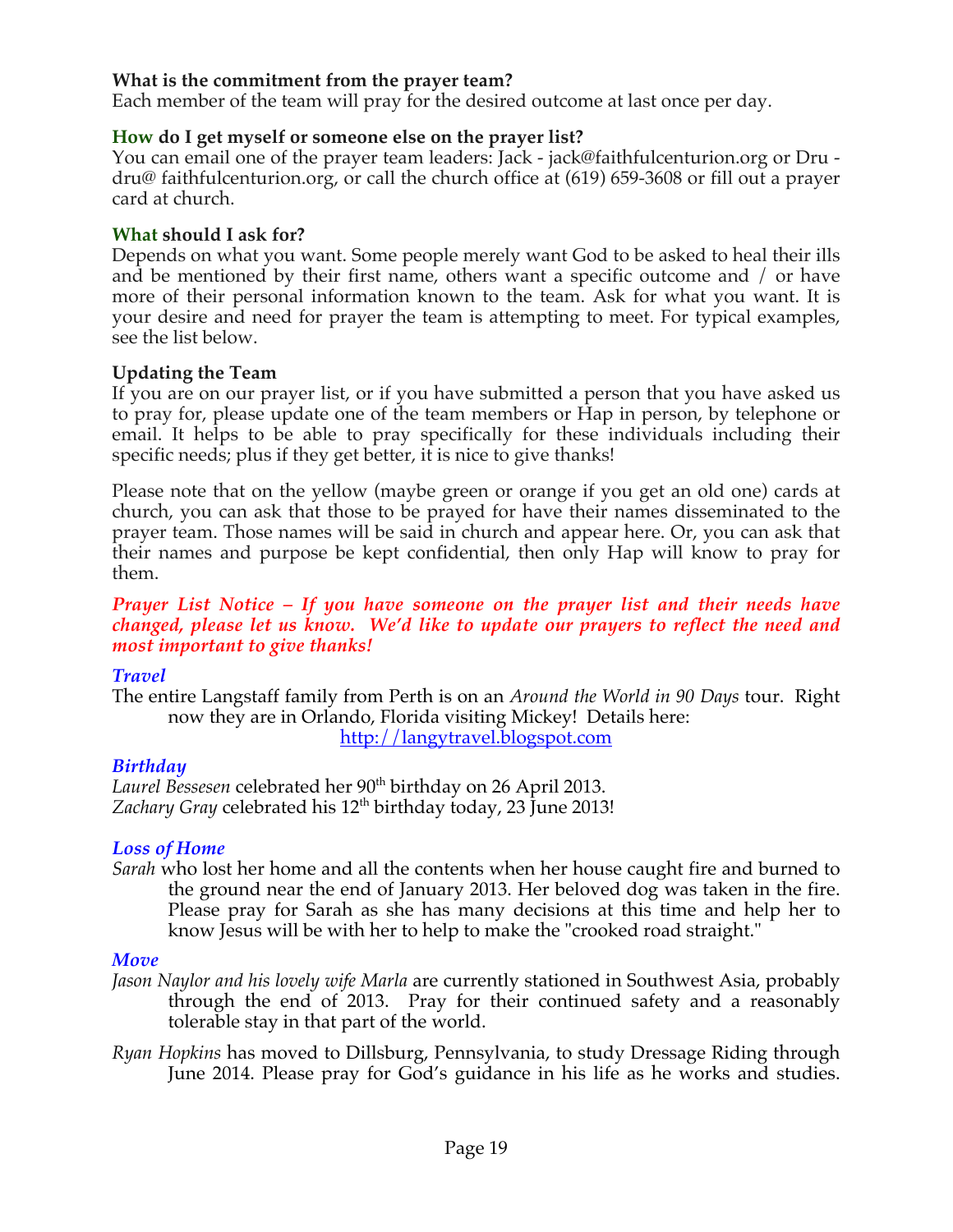**What is the commitment from the prayer team?**
Each member of the team will pray for the desired outcome at last once per day.

**How do I get myself or someone else on the prayer list?**
You can email one of the prayer team leaders: Jack - jack@faithfulcenturion.org or Dru - dru@ faithfulcenturion.org, or call the church office at (619) 659-3608 or fill out a prayer card at church.

**What should I ask for?**
Depends on what you want. Some people merely want God to be asked to heal their ills and be mentioned by their first name, others want a specific outcome and / or have more of their personal information known to the team. Ask for what you want. It is your desire and need for prayer the team is attempting to meet. For typical examples, see the list below.

**Updating the Team**
If you are on our prayer list, or if you have submitted a person that you have asked us to pray for, please update one of the team members or Hap in person, by telephone or email. It helps to be able to pray specifically for these individuals including their specific needs; plus if they get better, it is nice to give thanks!

Please note that on the yellow (maybe green or orange if you get an old one) cards at church, you can ask that those to be prayed for have their names disseminated to the prayer team. Those names will be said in church and appear here. Or, you can ask that their names and purpose be kept confidential, then only Hap will know to pray for them.

***Prayer List Notice – If you have someone on the prayer list and their needs have changed, please let us know. We'd like to update our prayers to reflect the need and most important to give thanks!***

***Travel***

The entire Langstaff family from Perth is on an *Around the World in 90 Days* tour. Right now they are in Orlando, Florida visiting Mickey! Details here: http://langytravel.blogspot.com

***Birthday***

*Laurel Bessesen* celebrated her 90th birthday on 26 April 2013.
*Zachary Gray* celebrated his 12th birthday today, 23 June 2013!

***Loss of Home***

*Sarah* who lost her home and all the contents when her house caught fire and burned to the ground near the end of January 2013. Her beloved dog was taken in the fire. Please pray for Sarah as she has many decisions at this time and help her to know Jesus will be with her to help to make the "crooked road straight."

***Move***

*Jason Naylor and his lovely wife Marla* are currently stationed in Southwest Asia, probably through the end of 2013. Pray for their continued safety and a reasonably tolerable stay in that part of the world.

*Ryan Hopkins* has moved to Dillsburg, Pennsylvania, to study Dressage Riding through June 2014. Please pray for God's guidance in his life as he works and studies.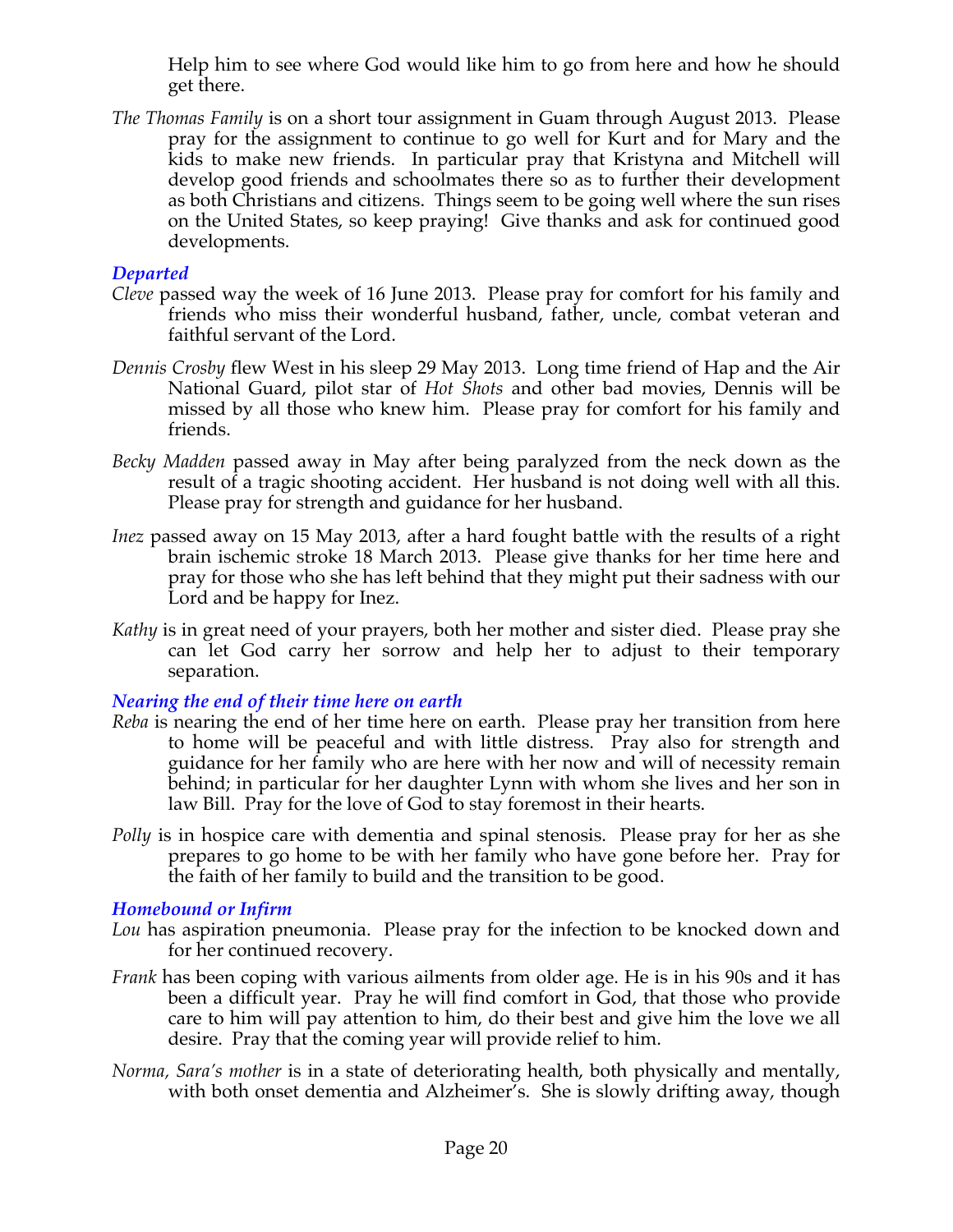Help him to see where God would like him to go from here and how he should get there.

*The Thomas Family* is on a short tour assignment in Guam through August 2013. Please pray for the assignment to continue to go well for Kurt and for Mary and the kids to make new friends. In particular pray that Kristyna and Mitchell will develop good friends and schoolmates there so as to further their development as both Christians and citizens. Things seem to be going well where the sun rises on the United States, so keep praying! Give thanks and ask for continued good developments.

### *Departed*

*Cleve* passed way the week of 16 June 2013. Please pray for comfort for his family and friends who miss their wonderful husband, father, uncle, combat veteran and faithful servant of the Lord.

*Dennis Crosby* flew West in his sleep 29 May 2013. Long time friend of Hap and the Air National Guard, pilot star of *Hot Shots* and other bad movies, Dennis will be missed by all those who knew him. Please pray for comfort for his family and friends.

*Becky Madden* passed away in May after being paralyzed from the neck down as the result of a tragic shooting accident. Her husband is not doing well with all this. Please pray for strength and guidance for her husband.

*Inez* passed away on 15 May 2013, after a hard fought battle with the results of a right brain ischemic stroke 18 March 2013. Please give thanks for her time here and pray for those who she has left behind that they might put their sadness with our Lord and be happy for Inez.

*Kathy* is in great need of your prayers, both her mother and sister died. Please pray she can let God carry her sorrow and help her to adjust to their temporary separation.

### *Nearing the end of their time here on earth*

*Reba* is nearing the end of her time here on earth. Please pray her transition from here to home will be peaceful and with little distress. Pray also for strength and guidance for her family who are here with her now and will of necessity remain behind; in particular for her daughter Lynn with whom she lives and her son in law Bill. Pray for the love of God to stay foremost in their hearts.

*Polly* is in hospice care with dementia and spinal stenosis. Please pray for her as she prepares to go home to be with her family who have gone before her. Pray for the faith of her family to build and the transition to be good.

### *Homebound or Infirm*

*Lou* has aspiration pneumonia. Please pray for the infection to be knocked down and for her continued recovery.

*Frank* has been coping with various ailments from older age. He is in his 90s and it has been a difficult year. Pray he will find comfort in God, that those who provide care to him will pay attention to him, do their best and give him the love we all desire. Pray that the coming year will provide relief to him.

*Norma, Sara's mother* is in a state of deteriorating health, both physically and mentally, with both onset dementia and Alzheimer's. She is slowly drifting away, though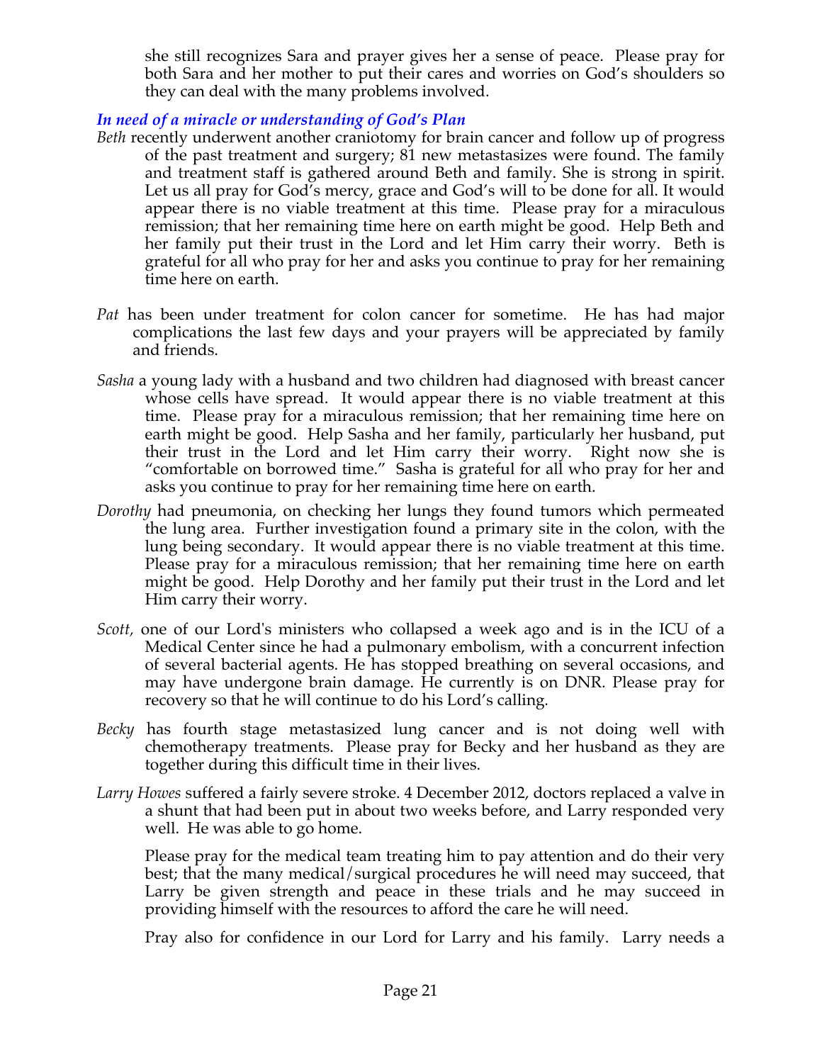she still recognizes Sara and prayer gives her a sense of peace. Please pray for both Sara and her mother to put their cares and worries on God's shoulders so they can deal with the many problems involved.

### *In need of a miracle or understanding of God's Plan*

*Beth* recently underwent another craniotomy for brain cancer and follow up of progress of the past treatment and surgery; 81 new metastasizes were found. The family and treatment staff is gathered around Beth and family. She is strong in spirit. Let us all pray for God's mercy, grace and God's will to be done for all. It would appear there is no viable treatment at this time. Please pray for a miraculous remission; that her remaining time here on earth might be good. Help Beth and her family put their trust in the Lord and let Him carry their worry. Beth is grateful for all who pray for her and asks you continue to pray for her remaining time here on earth.

*Pat* has been under treatment for colon cancer for sometime. He has had major complications the last few days and your prayers will be appreciated by family and friends.

*Sasha* a young lady with a husband and two children had diagnosed with breast cancer whose cells have spread. It would appear there is no viable treatment at this time. Please pray for a miraculous remission; that her remaining time here on earth might be good. Help Sasha and her family, particularly her husband, put their trust in the Lord and let Him carry their worry. Right now she is "comfortable on borrowed time." Sasha is grateful for all who pray for her and asks you continue to pray for her remaining time here on earth.

*Dorothy* had pneumonia, on checking her lungs they found tumors which permeated the lung area. Further investigation found a primary site in the colon, with the lung being secondary. It would appear there is no viable treatment at this time. Please pray for a miraculous remission; that her remaining time here on earth might be good. Help Dorothy and her family put their trust in the Lord and let Him carry their worry.

*Scott,* one of our Lord's ministers who collapsed a week ago and is in the ICU of a Medical Center since he had a pulmonary embolism, with a concurrent infection of several bacterial agents. He has stopped breathing on several occasions, and may have undergone brain damage. He currently is on DNR. Please pray for recovery so that he will continue to do his Lord's calling.

*Becky* has fourth stage metastasized lung cancer and is not doing well with chemotherapy treatments. Please pray for Becky and her husband as they are together during this difficult time in their lives.

*Larry Howes* suffered a fairly severe stroke. 4 December 2012, doctors replaced a valve in a shunt that had been put in about two weeks before, and Larry responded very well. He was able to go home.

Please pray for the medical team treating him to pay attention and do their very best; that the many medical/surgical procedures he will need may succeed, that Larry be given strength and peace in these trials and he may succeed in providing himself with the resources to afford the care he will need.

Pray also for confidence in our Lord for Larry and his family. Larry needs a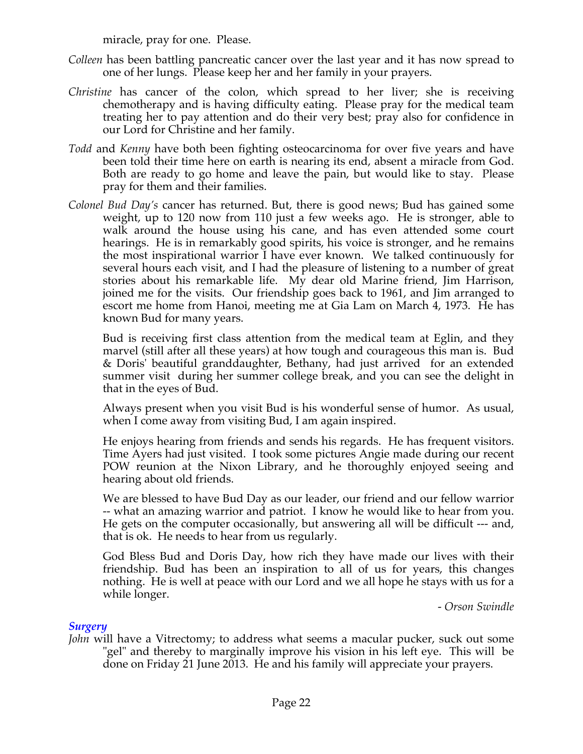miracle, pray for one. Please.

*Colleen* has been battling pancreatic cancer over the last year and it has now spread to one of her lungs. Please keep her and her family in your prayers.

*Christine* has cancer of the colon, which spread to her liver; she is receiving chemotherapy and is having difficulty eating. Please pray for the medical team treating her to pay attention and do their very best; pray also for confidence in our Lord for Christine and her family.

*Todd* and *Kenny* have both been fighting osteocarcinoma for over five years and have been told their time here on earth is nearing its end, absent a miracle from God. Both are ready to go home and leave the pain, but would like to stay. Please pray for them and their families.

*Colonel Bud Day's* cancer has returned. But, there is good news; Bud has gained some weight, up to 120 now from 110 just a few weeks ago. He is stronger, able to walk around the house using his cane, and has even attended some court hearings. He is in remarkably good spirits, his voice is stronger, and he remains the most inspirational warrior I have ever known. We talked continuously for several hours each visit, and I had the pleasure of listening to a number of great stories about his remarkable life. My dear old Marine friend, Jim Harrison, joined me for the visits. Our friendship goes back to 1961, and Jim arranged to escort me home from Hanoi, meeting me at Gia Lam on March 4, 1973. He has known Bud for many years.

Bud is receiving first class attention from the medical team at Eglin, and they marvel (still after all these years) at how tough and courageous this man is. Bud & Doris' beautiful granddaughter, Bethany, had just arrived for an extended summer visit during her summer college break, and you can see the delight in that in the eyes of Bud.

Always present when you visit Bud is his wonderful sense of humor. As usual, when I come away from visiting Bud, I am again inspired.

He enjoys hearing from friends and sends his regards. He has frequent visitors. Time Ayers had just visited. I took some pictures Angie made during our recent POW reunion at the Nixon Library, and he thoroughly enjoyed seeing and hearing about old friends.

We are blessed to have Bud Day as our leader, our friend and our fellow warrior -- what an amazing warrior and patriot. I know he would like to hear from you. He gets on the computer occasionally, but answering all will be difficult --- and, that is ok. He needs to hear from us regularly.

God Bless Bud and Doris Day, how rich they have made our lives with their friendship. Bud has been an inspiration to all of us for years, this changes nothing. He is well at peace with our Lord and we all hope he stays with us for a while longer.

*- Orson Swindle*

### *Surgery*

*John* will have a Vitrectomy; to address what seems a macular pucker, suck out some "gel" and thereby to marginally improve his vision in his left eye. This will be done on Friday 21 June 2013. He and his family will appreciate your prayers.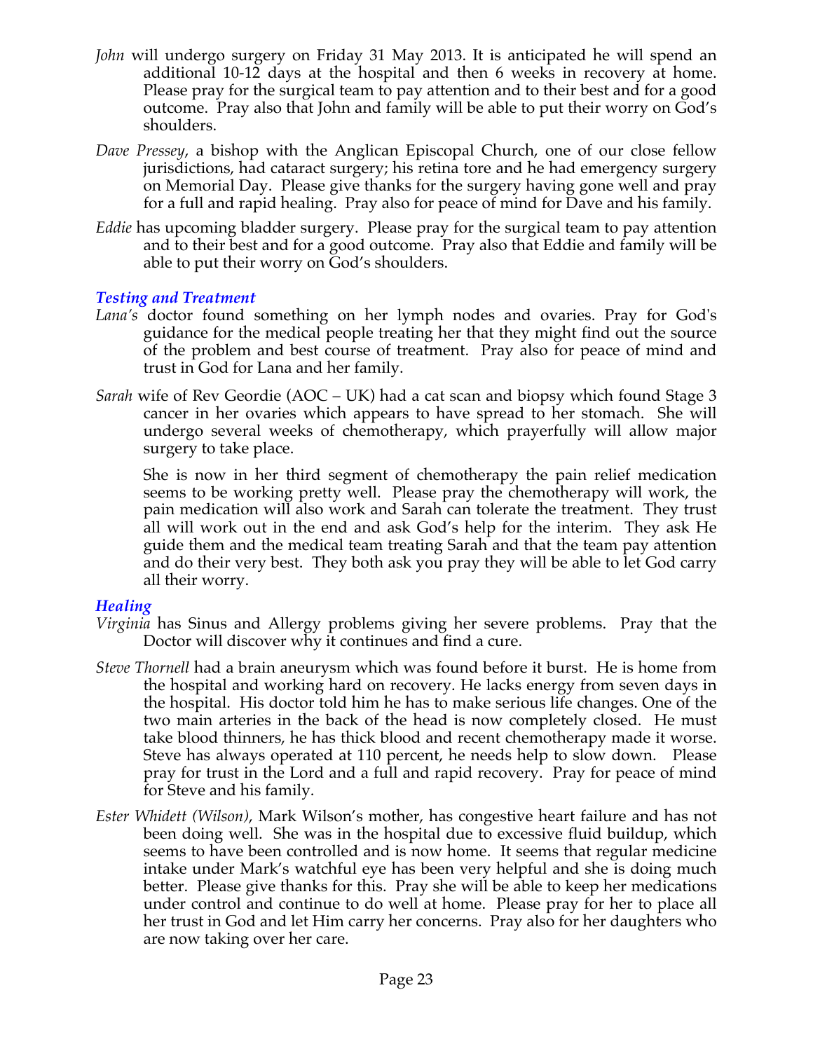*John* will undergo surgery on Friday 31 May 2013. It is anticipated he will spend an additional 10-12 days at the hospital and then 6 weeks in recovery at home. Please pray for the surgical team to pay attention and to their best and for a good outcome. Pray also that John and family will be able to put their worry on God's shoulders.

*Dave Pressey*, a bishop with the Anglican Episcopal Church, one of our close fellow jurisdictions, had cataract surgery; his retina tore and he had emergency surgery on Memorial Day. Please give thanks for the surgery having gone well and pray for a full and rapid healing. Pray also for peace of mind for Dave and his family.

*Eddie* has upcoming bladder surgery. Please pray for the surgical team to pay attention and to their best and for a good outcome. Pray also that Eddie and family will be able to put their worry on God's shoulders.

### *Testing and Treatment*

*Lana's* doctor found something on her lymph nodes and ovaries. Pray for God's guidance for the medical people treating her that they might find out the source of the problem and best course of treatment. Pray also for peace of mind and trust in God for Lana and her family.

*Sarah* wife of Rev Geordie (AOC – UK) had a cat scan and biopsy which found Stage 3 cancer in her ovaries which appears to have spread to her stomach. She will undergo several weeks of chemotherapy, which prayerfully will allow major surgery to take place.

She is now in her third segment of chemotherapy the pain relief medication seems to be working pretty well. Please pray the chemotherapy will work, the pain medication will also work and Sarah can tolerate the treatment. They trust all will work out in the end and ask God's help for the interim. They ask He guide them and the medical team treating Sarah and that the team pay attention and do their very best. They both ask you pray they will be able to let God carry all their worry.

### *Healing*

*Virginia* has Sinus and Allergy problems giving her severe problems. Pray that the Doctor will discover why it continues and find a cure.

*Steve Thornell* had a brain aneurysm which was found before it burst. He is home from the hospital and working hard on recovery. He lacks energy from seven days in the hospital. His doctor told him he has to make serious life changes. One of the two main arteries in the back of the head is now completely closed. He must take blood thinners, he has thick blood and recent chemotherapy made it worse. Steve has always operated at 110 percent, he needs help to slow down. Please pray for trust in the Lord and a full and rapid recovery. Pray for peace of mind for Steve and his family.

*Ester Whidett (Wilson)*, Mark Wilson's mother, has congestive heart failure and has not been doing well. She was in the hospital due to excessive fluid buildup, which seems to have been controlled and is now home. It seems that regular medicine intake under Mark's watchful eye has been very helpful and she is doing much better. Please give thanks for this. Pray she will be able to keep her medications under control and continue to do well at home. Please pray for her to place all her trust in God and let Him carry her concerns. Pray also for her daughters who are now taking over her care.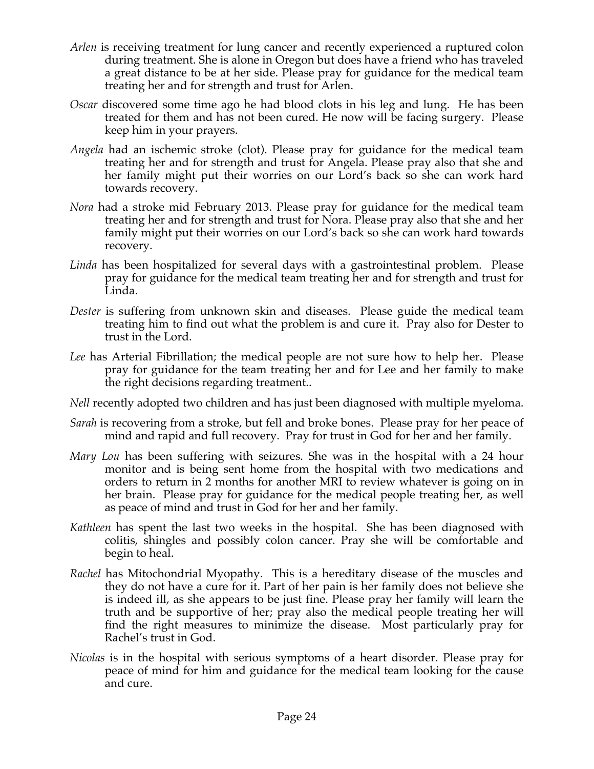*Arlen* is receiving treatment for lung cancer and recently experienced a ruptured colon during treatment. She is alone in Oregon but does have a friend who has traveled a great distance to be at her side. Please pray for guidance for the medical team treating her and for strength and trust for Arlen.

*Oscar* discovered some time ago he had blood clots in his leg and lung. He has been treated for them and has not been cured. He now will be facing surgery. Please keep him in your prayers.

*Angela* had an ischemic stroke (clot). Please pray for guidance for the medical team treating her and for strength and trust for Angela. Please pray also that she and her family might put their worries on our Lord's back so she can work hard towards recovery.

*Nora* had a stroke mid February 2013. Please pray for guidance for the medical team treating her and for strength and trust for Nora. Please pray also that she and her family might put their worries on our Lord's back so she can work hard towards recovery.

*Linda* has been hospitalized for several days with a gastrointestinal problem. Please pray for guidance for the medical team treating her and for strength and trust for Linda.

*Dester* is suffering from unknown skin and diseases. Please guide the medical team treating him to find out what the problem is and cure it. Pray also for Dester to trust in the Lord.

*Lee* has Arterial Fibrillation; the medical people are not sure how to help her. Please pray for guidance for the team treating her and for Lee and her family to make the right decisions regarding treatment..

*Nell* recently adopted two children and has just been diagnosed with multiple myeloma.

*Sarah* is recovering from a stroke, but fell and broke bones. Please pray for her peace of mind and rapid and full recovery. Pray for trust in God for her and her family.

*Mary Lou* has been suffering with seizures. She was in the hospital with a 24 hour monitor and is being sent home from the hospital with two medications and orders to return in 2 months for another MRI to review whatever is going on in her brain. Please pray for guidance for the medical people treating her, as well as peace of mind and trust in God for her and her family.

*Kathleen* has spent the last two weeks in the hospital. She has been diagnosed with colitis, shingles and possibly colon cancer. Pray she will be comfortable and begin to heal.

*Rachel* has Mitochondrial Myopathy. This is a hereditary disease of the muscles and they do not have a cure for it. Part of her pain is her family does not believe she is indeed ill, as she appears to be just fine. Please pray her family will learn the truth and be supportive of her; pray also the medical people treating her will find the right measures to minimize the disease. Most particularly pray for Rachel's trust in God.

*Nicolas* is in the hospital with serious symptoms of a heart disorder. Please pray for peace of mind for him and guidance for the medical team looking for the cause and cure.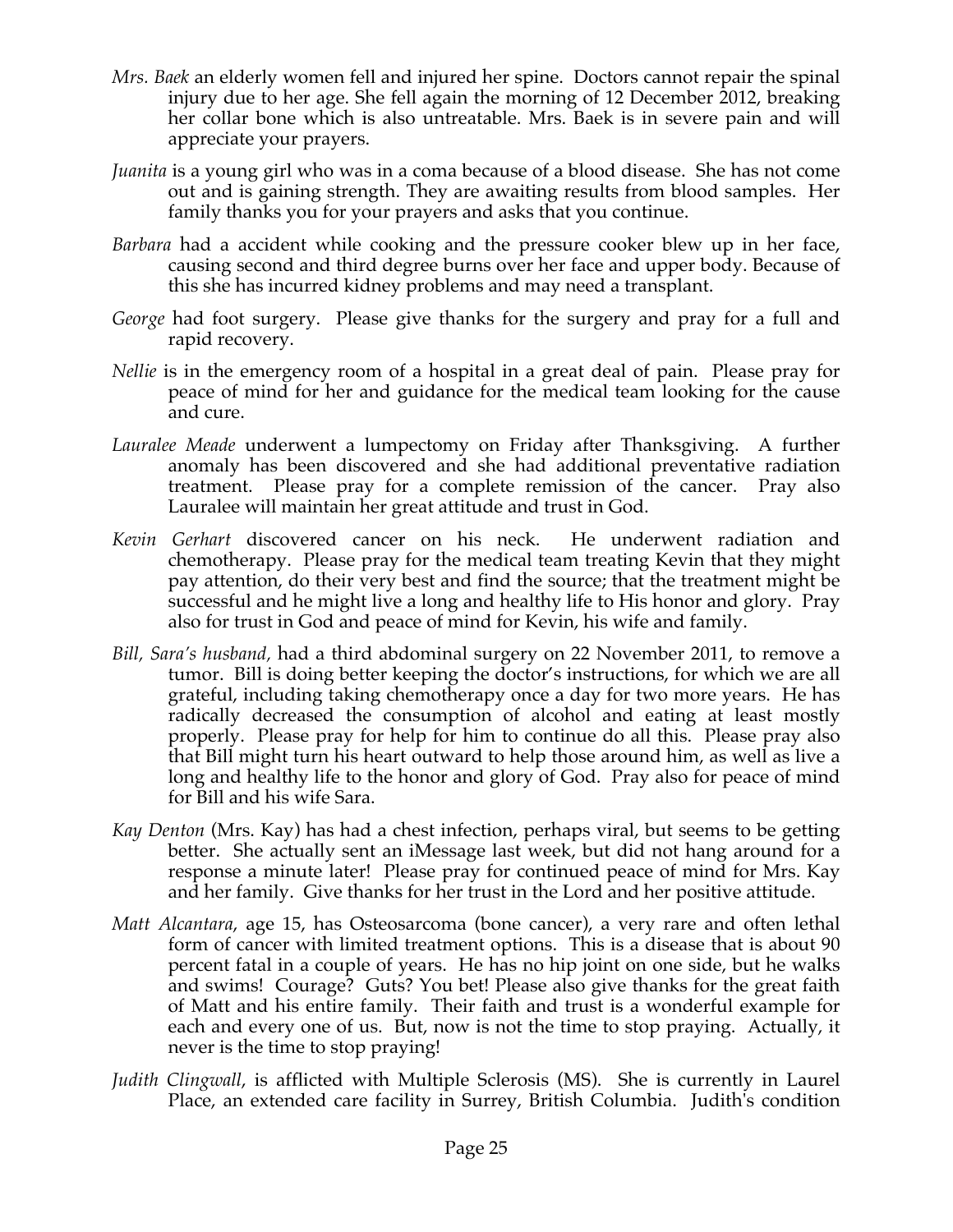- *Mrs. Baek* an elderly women fell and injured her spine. Doctors cannot repair the spinal injury due to her age. She fell again the morning of 12 December 2012, breaking her collar bone which is also untreatable. Mrs. Baek is in severe pain and will appreciate your prayers.
- *Juanita* is a young girl who was in a coma because of a blood disease. She has not come out and is gaining strength. They are awaiting results from blood samples. Her family thanks you for your prayers and asks that you continue.
- *Barbara* had a accident while cooking and the pressure cooker blew up in her face, causing second and third degree burns over her face and upper body. Because of this she has incurred kidney problems and may need a transplant.
- *George* had foot surgery. Please give thanks for the surgery and pray for a full and rapid recovery.
- *Nellie* is in the emergency room of a hospital in a great deal of pain. Please pray for peace of mind for her and guidance for the medical team looking for the cause and cure.
- *Lauralee Meade* underwent a lumpectomy on Friday after Thanksgiving. A further anomaly has been discovered and she had additional preventative radiation treatment. Please pray for a complete remission of the cancer. Pray also Lauralee will maintain her great attitude and trust in God.
- *Kevin Gerhart* discovered cancer on his neck. He underwent radiation and chemotherapy. Please pray for the medical team treating Kevin that they might pay attention, do their very best and find the source; that the treatment might be successful and he might live a long and healthy life to His honor and glory. Pray also for trust in God and peace of mind for Kevin, his wife and family.
- *Bill, Sara's husband,* had a third abdominal surgery on 22 November 2011, to remove a tumor. Bill is doing better keeping the doctor's instructions, for which we are all grateful, including taking chemotherapy once a day for two more years. He has radically decreased the consumption of alcohol and eating at least mostly properly. Please pray for help for him to continue do all this. Please pray also that Bill might turn his heart outward to help those around him, as well as live a long and healthy life to the honor and glory of God. Pray also for peace of mind for Bill and his wife Sara.
- *Kay Denton* (Mrs. Kay) has had a chest infection, perhaps viral, but seems to be getting better. She actually sent an iMessage last week, but did not hang around for a response a minute later! Please pray for continued peace of mind for Mrs. Kay and her family. Give thanks for her trust in the Lord and her positive attitude.
- *Matt Alcantara*, age 15, has Osteosarcoma (bone cancer), a very rare and often lethal form of cancer with limited treatment options. This is a disease that is about 90 percent fatal in a couple of years. He has no hip joint on one side, but he walks and swims! Courage? Guts? You bet! Please also give thanks for the great faith of Matt and his entire family. Their faith and trust is a wonderful example for each and every one of us. But, now is not the time to stop praying. Actually, it never is the time to stop praying!
- *Judith Clingwall*, is afflicted with Multiple Sclerosis (MS). She is currently in Laurel Place, an extended care facility in Surrey, British Columbia. Judith's condition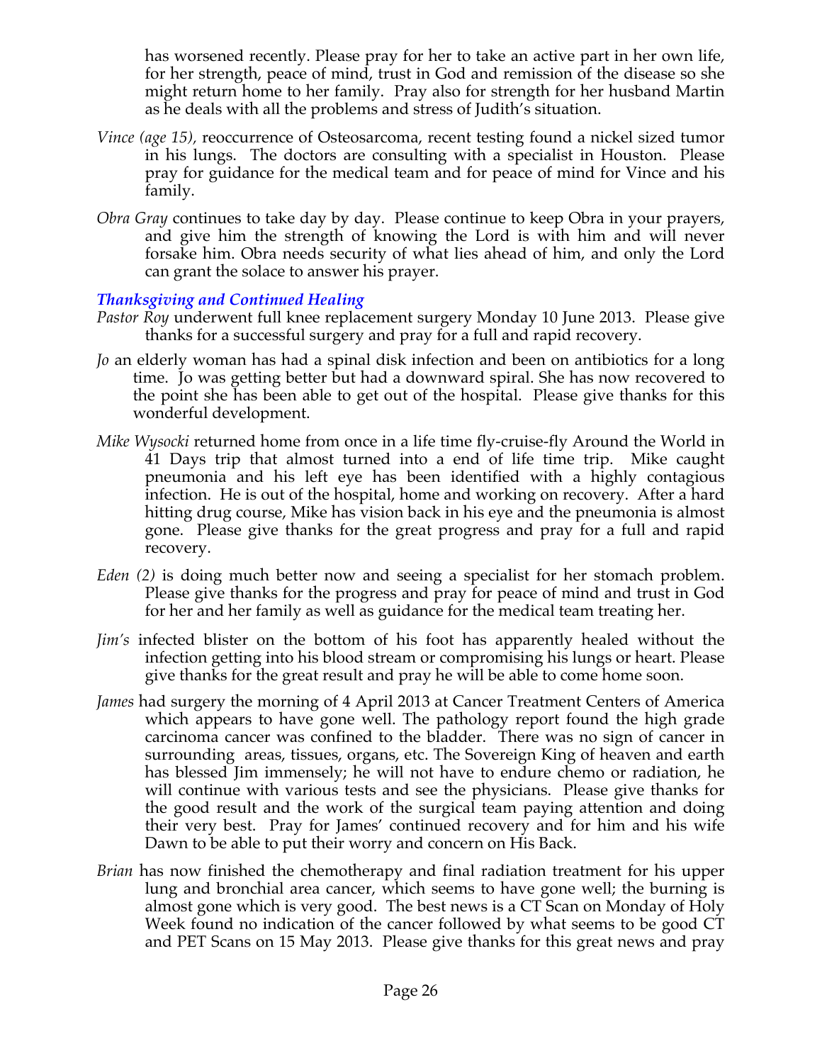has worsened recently. Please pray for her to take an active part in her own life, for her strength, peace of mind, trust in God and remission of the disease so she might return home to her family. Pray also for strength for her husband Martin as he deals with all the problems and stress of Judith's situation.

*Vince (age 15),* reoccurrence of Osteosarcoma, recent testing found a nickel sized tumor in his lungs. The doctors are consulting with a specialist in Houston. Please pray for guidance for the medical team and for peace of mind for Vince and his family.

*Obra Gray* continues to take day by day. Please continue to keep Obra in your prayers, and give him the strength of knowing the Lord is with him and will never forsake him. Obra needs security of what lies ahead of him, and only the Lord can grant the solace to answer his prayer.

### *Thanksgiving and Continued Healing*

*Pastor Roy* underwent full knee replacement surgery Monday 10 June 2013. Please give thanks for a successful surgery and pray for a full and rapid recovery.

*Jo* an elderly woman has had a spinal disk infection and been on antibiotics for a long time. Jo was getting better but had a downward spiral. She has now recovered to the point she has been able to get out of the hospital. Please give thanks for this wonderful development.

*Mike Wysocki* returned home from once in a life time fly-cruise-fly Around the World in 41 Days trip that almost turned into a end of life time trip. Mike caught pneumonia and his left eye has been identified with a highly contagious infection. He is out of the hospital, home and working on recovery. After a hard hitting drug course, Mike has vision back in his eye and the pneumonia is almost gone. Please give thanks for the great progress and pray for a full and rapid recovery.

*Eden (2)* is doing much better now and seeing a specialist for her stomach problem. Please give thanks for the progress and pray for peace of mind and trust in God for her and her family as well as guidance for the medical team treating her.

*Jim's* infected blister on the bottom of his foot has apparently healed without the infection getting into his blood stream or compromising his lungs or heart. Please give thanks for the great result and pray he will be able to come home soon.

*James* had surgery the morning of 4 April 2013 at Cancer Treatment Centers of America which appears to have gone well. The pathology report found the high grade carcinoma cancer was confined to the bladder. There was no sign of cancer in surrounding areas, tissues, organs, etc. The Sovereign King of heaven and earth has blessed Jim immensely; he will not have to endure chemo or radiation, he will continue with various tests and see the physicians. Please give thanks for the good result and the work of the surgical team paying attention and doing their very best. Pray for James' continued recovery and for him and his wife Dawn to be able to put their worry and concern on His Back.

*Brian* has now finished the chemotherapy and final radiation treatment for his upper lung and bronchial area cancer, which seems to have gone well; the burning is almost gone which is very good. The best news is a CT Scan on Monday of Holy Week found no indication of the cancer followed by what seems to be good CT and PET Scans on 15 May 2013. Please give thanks for this great news and pray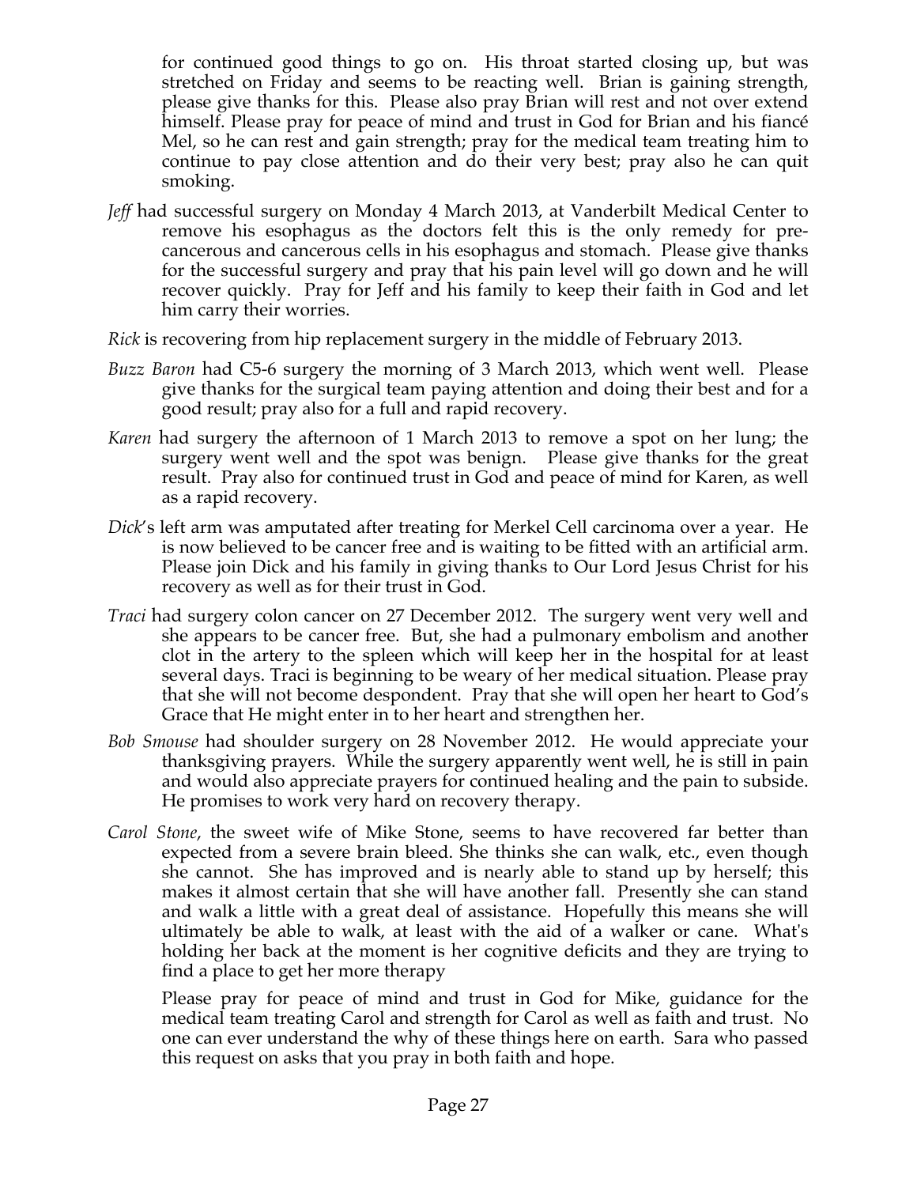for continued good things to go on. His throat started closing up, but was stretched on Friday and seems to be reacting well. Brian is gaining strength, please give thanks for this. Please also pray Brian will rest and not over extend himself. Please pray for peace of mind and trust in God for Brian and his fiancé Mel, so he can rest and gain strength; pray for the medical team treating him to continue to pay close attention and do their very best; pray also he can quit smoking.

*Jeff* had successful surgery on Monday 4 March 2013, at Vanderbilt Medical Center to remove his esophagus as the doctors felt this is the only remedy for pre-cancerous and cancerous cells in his esophagus and stomach. Please give thanks for the successful surgery and pray that his pain level will go down and he will recover quickly. Pray for Jeff and his family to keep their faith in God and let him carry their worries.

*Rick* is recovering from hip replacement surgery in the middle of February 2013.

*Buzz Baron* had C5-6 surgery the morning of 3 March 2013, which went well. Please give thanks for the surgical team paying attention and doing their best and for a good result; pray also for a full and rapid recovery.

*Karen* had surgery the afternoon of 1 March 2013 to remove a spot on her lung; the surgery went well and the spot was benign. Please give thanks for the great result. Pray also for continued trust in God and peace of mind for Karen, as well as a rapid recovery.

*Dick*'s left arm was amputated after treating for Merkel Cell carcinoma over a year. He is now believed to be cancer free and is waiting to be fitted with an artificial arm. Please join Dick and his family in giving thanks to Our Lord Jesus Christ for his recovery as well as for their trust in God.

*Traci* had surgery colon cancer on 27 December 2012. The surgery went very well and she appears to be cancer free. But, she had a pulmonary embolism and another clot in the artery to the spleen which will keep her in the hospital for at least several days. Traci is beginning to be weary of her medical situation. Please pray that she will not become despondent. Pray that she will open her heart to God's Grace that He might enter in to her heart and strengthen her.

*Bob Smouse* had shoulder surgery on 28 November 2012. He would appreciate your thanksgiving prayers. While the surgery apparently went well, he is still in pain and would also appreciate prayers for continued healing and the pain to subside. He promises to work very hard on recovery therapy.

*Carol Stone*, the sweet wife of Mike Stone, seems to have recovered far better than expected from a severe brain bleed. She thinks she can walk, etc., even though she cannot. She has improved and is nearly able to stand up by herself; this makes it almost certain that she will have another fall. Presently she can stand and walk a little with a great deal of assistance. Hopefully this means she will ultimately be able to walk, at least with the aid of a walker or cane. What's holding her back at the moment is her cognitive deficits and they are trying to find a place to get her more therapy

Please pray for peace of mind and trust in God for Mike, guidance for the medical team treating Carol and strength for Carol as well as faith and trust. No one can ever understand the why of these things here on earth. Sara who passed this request on asks that you pray in both faith and hope.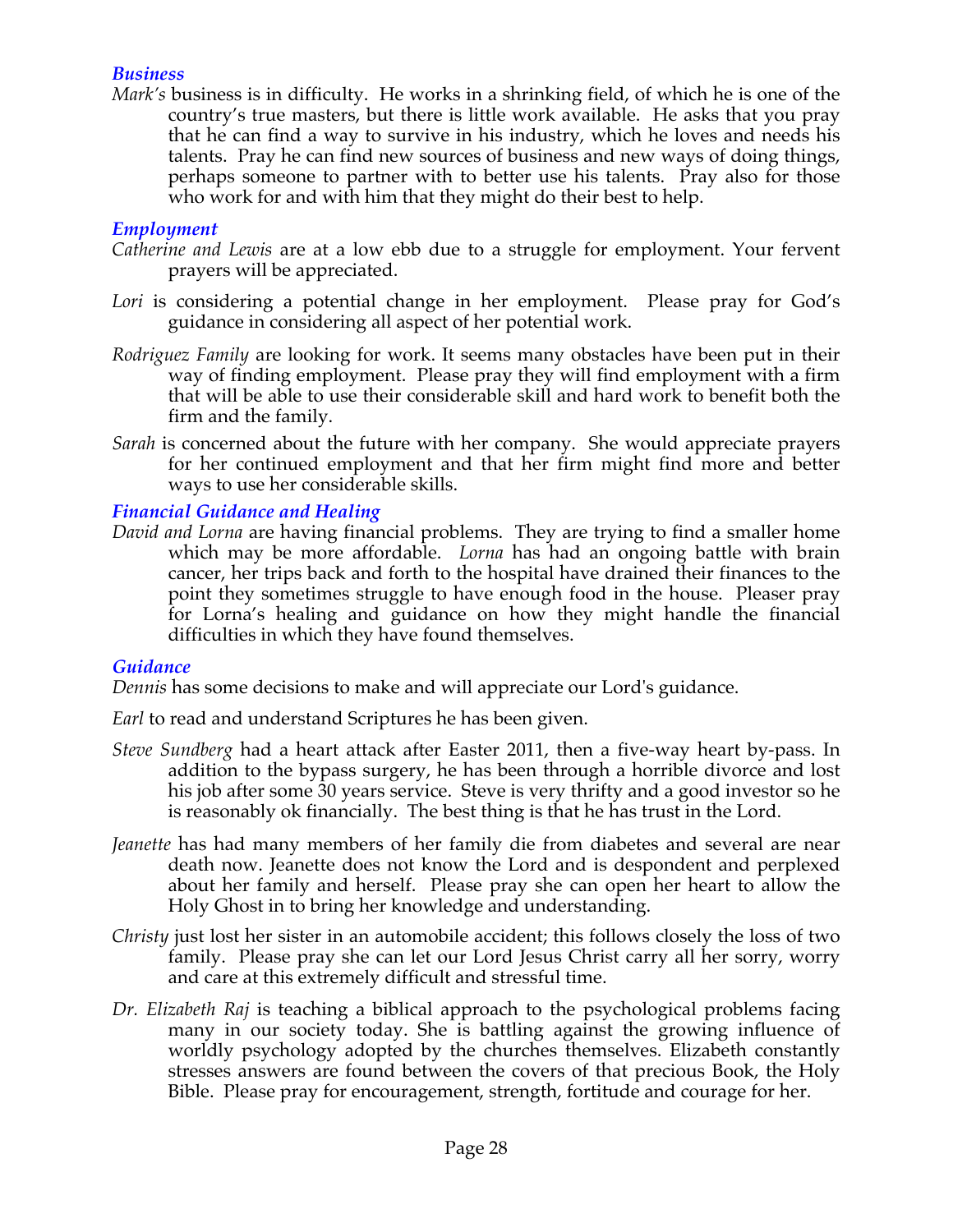### *Business*

*Mark's* business is in difficulty. He works in a shrinking field, of which he is one of the country's true masters, but there is little work available. He asks that you pray that he can find a way to survive in his industry, which he loves and needs his talents. Pray he can find new sources of business and new ways of doing things, perhaps someone to partner with to better use his talents. Pray also for those who work for and with him that they might do their best to help.

### *Employment*

*Catherine and Lewis* are at a low ebb due to a struggle for employment. Your fervent prayers will be appreciated.

*Lori* is considering a potential change in her employment. Please pray for God's guidance in considering all aspect of her potential work.

*Rodriguez Family* are looking for work. It seems many obstacles have been put in their way of finding employment. Please pray they will find employment with a firm that will be able to use their considerable skill and hard work to benefit both the firm and the family.

*Sarah* is concerned about the future with her company. She would appreciate prayers for her continued employment and that her firm might find more and better ways to use her considerable skills.

### *Financial Guidance and Healing*

*David and Lorna* are having financial problems. They are trying to find a smaller home which may be more affordable. *Lorna* has had an ongoing battle with brain cancer, her trips back and forth to the hospital have drained their finances to the point they sometimes struggle to have enough food in the house. Pleaser pray for Lorna's healing and guidance on how they might handle the financial difficulties in which they have found themselves.

### *Guidance*

*Dennis* has some decisions to make and will appreciate our Lord's guidance.

*Earl* to read and understand Scriptures he has been given.

*Steve Sundberg* had a heart attack after Easter 2011, then a five-way heart by-pass. In addition to the bypass surgery, he has been through a horrible divorce and lost his job after some 30 years service. Steve is very thrifty and a good investor so he is reasonably ok financially. The best thing is that he has trust in the Lord.

*Jeanette* has had many members of her family die from diabetes and several are near death now. Jeanette does not know the Lord and is despondent and perplexed about her family and herself. Please pray she can open her heart to allow the Holy Ghost in to bring her knowledge and understanding.

*Christy* just lost her sister in an automobile accident; this follows closely the loss of two family. Please pray she can let our Lord Jesus Christ carry all her sorry, worry and care at this extremely difficult and stressful time.

*Dr. Elizabeth Raj* is teaching a biblical approach to the psychological problems facing many in our society today. She is battling against the growing influence of worldly psychology adopted by the churches themselves. Elizabeth constantly stresses answers are found between the covers of that precious Book, the Holy Bible. Please pray for encouragement, strength, fortitude and courage for her.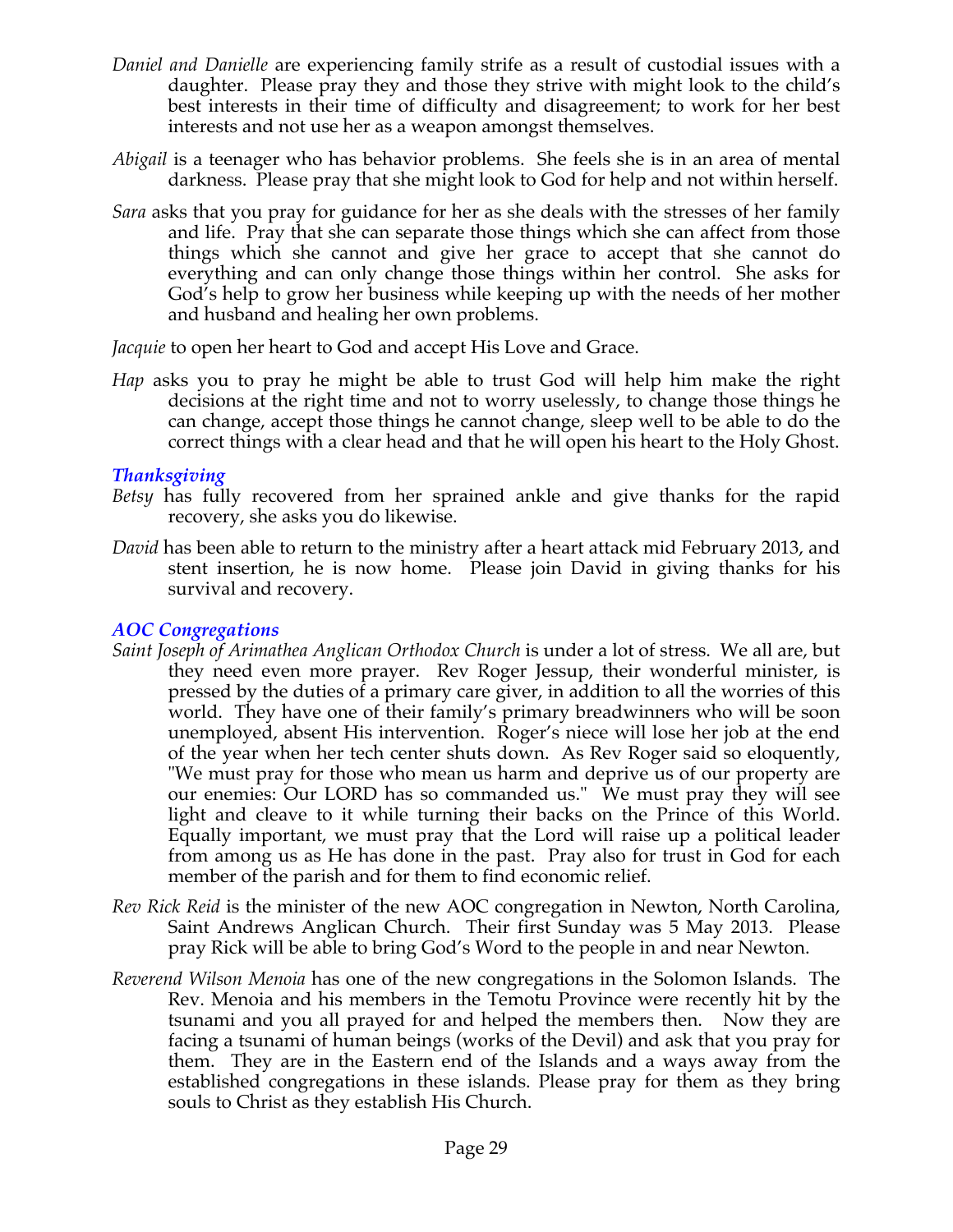*Daniel and Danielle* are experiencing family strife as a result of custodial issues with a daughter. Please pray they and those they strive with might look to the child's best interests in their time of difficulty and disagreement; to work for her best interests and not use her as a weapon amongst themselves.

*Abigail* is a teenager who has behavior problems. She feels she is in an area of mental darkness. Please pray that she might look to God for help and not within herself.

*Sara* asks that you pray for guidance for her as she deals with the stresses of her family and life. Pray that she can separate those things which she can affect from those things which she cannot and give her grace to accept that she cannot do everything and can only change those things within her control. She asks for God's help to grow her business while keeping up with the needs of her mother and husband and healing her own problems.

*Jacquie* to open her heart to God and accept His Love and Grace.

*Hap* asks you to pray he might be able to trust God will help him make the right decisions at the right time and not to worry uselessly, to change those things he can change, accept those things he cannot change, sleep well to be able to do the correct things with a clear head and that he will open his heart to the Holy Ghost.

### *Thanksgiving*

*Betsy* has fully recovered from her sprained ankle and give thanks for the rapid recovery, she asks you do likewise.

*David* has been able to return to the ministry after a heart attack mid February 2013, and stent insertion, he is now home. Please join David in giving thanks for his survival and recovery.

### *AOC Congregations*

*Saint Joseph of Arimathea Anglican Orthodox Church* is under a lot of stress. We all are, but they need even more prayer. Rev Roger Jessup, their wonderful minister, is pressed by the duties of a primary care giver, in addition to all the worries of this world. They have one of their family's primary breadwinners who will be soon unemployed, absent His intervention. Roger's niece will lose her job at the end of the year when her tech center shuts down. As Rev Roger said so eloquently, "We must pray for those who mean us harm and deprive us of our property are our enemies: Our LORD has so commanded us." We must pray they will see light and cleave to it while turning their backs on the Prince of this World. Equally important, we must pray that the Lord will raise up a political leader from among us as He has done in the past. Pray also for trust in God for each member of the parish and for them to find economic relief.

*Rev Rick Reid* is the minister of the new AOC congregation in Newton, North Carolina, Saint Andrews Anglican Church. Their first Sunday was 5 May 2013. Please pray Rick will be able to bring God's Word to the people in and near Newton.

*Reverend Wilson Menoia* has one of the new congregations in the Solomon Islands. The Rev. Menoia and his members in the Temotu Province were recently hit by the tsunami and you all prayed for and helped the members then. Now they are facing a tsunami of human beings (works of the Devil) and ask that you pray for them. They are in the Eastern end of the Islands and a ways away from the established congregations in these islands. Please pray for them as they bring souls to Christ as they establish His Church.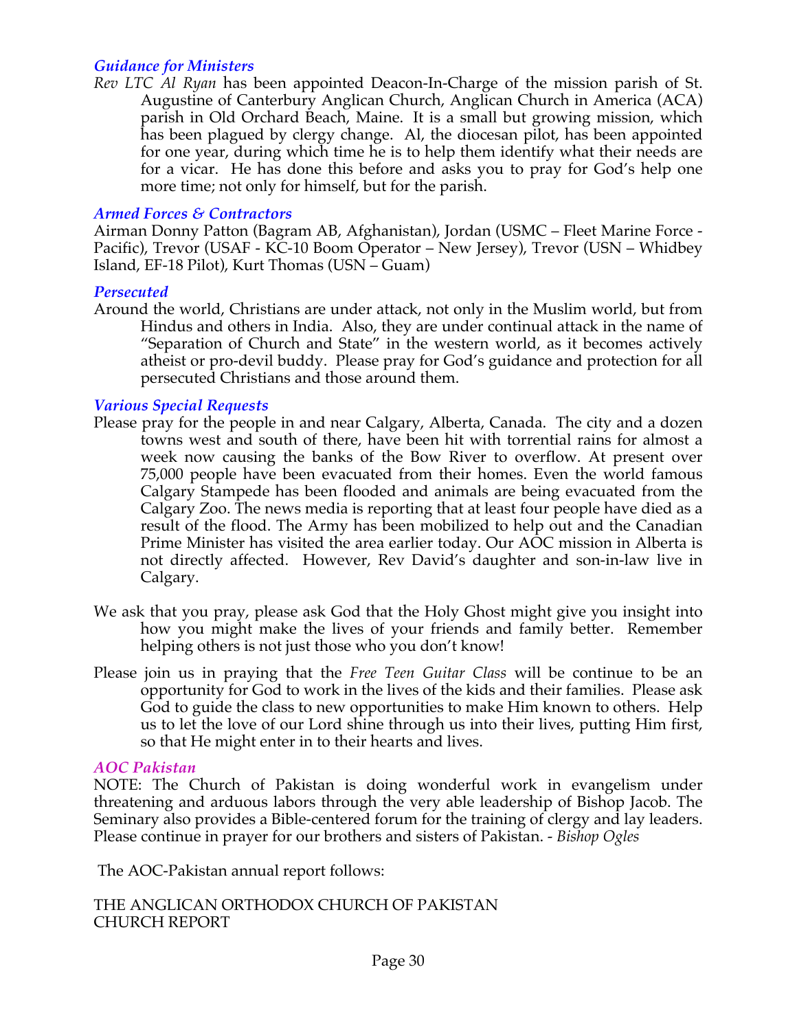### *Guidance for Ministers*

*Rev LTC Al Ryan* has been appointed Deacon-In-Charge of the mission parish of St. Augustine of Canterbury Anglican Church, Anglican Church in America (ACA) parish in Old Orchard Beach, Maine. It is a small but growing mission, which has been plagued by clergy change. Al, the diocesan pilot, has been appointed for one year, during which time he is to help them identify what their needs are for a vicar. He has done this before and asks you to pray for God's help one more time; not only for himself, but for the parish.

### *Armed Forces & Contractors*

Airman Donny Patton (Bagram AB, Afghanistan), Jordan (USMC – Fleet Marine Force - Pacific), Trevor (USAF - KC-10 Boom Operator – New Jersey), Trevor (USN – Whidbey Island, EF-18 Pilot), Kurt Thomas (USN – Guam)

### *Persecuted*

Around the world, Christians are under attack, not only in the Muslim world, but from Hindus and others in India. Also, they are under continual attack in the name of "Separation of Church and State" in the western world, as it becomes actively atheist or pro-devil buddy. Please pray for God's guidance and protection for all persecuted Christians and those around them.

### *Various Special Requests*

Please pray for the people in and near Calgary, Alberta, Canada. The city and a dozen towns west and south of there, have been hit with torrential rains for almost a week now causing the banks of the Bow River to overflow. At present over 75,000 people have been evacuated from their homes. Even the world famous Calgary Stampede has been flooded and animals are being evacuated from the Calgary Zoo. The news media is reporting that at least four people have died as a result of the flood. The Army has been mobilized to help out and the Canadian Prime Minister has visited the area earlier today. Our AOC mission in Alberta is not directly affected. However, Rev David's daughter and son-in-law live in Calgary.

We ask that you pray, please ask God that the Holy Ghost might give you insight into how you might make the lives of your friends and family better. Remember helping others is not just those who you don't know!

Please join us in praying that the *Free Teen Guitar Class* will be continue to be an opportunity for God to work in the lives of the kids and their families. Please ask God to guide the class to new opportunities to make Him known to others. Help us to let the love of our Lord shine through us into their lives, putting Him first, so that He might enter in to their hearts and lives.

### *AOC Pakistan*

NOTE: The Church of Pakistan is doing wonderful work in evangelism under threatening and arduous labors through the very able leadership of Bishop Jacob. The Seminary also provides a Bible-centered forum for the training of clergy and lay leaders. Please continue in prayer for our brothers and sisters of Pakistan. - *Bishop Ogles*

The AOC-Pakistan annual report follows:

THE ANGLICAN ORTHODOX CHURCH OF PAKISTAN
CHURCH REPORT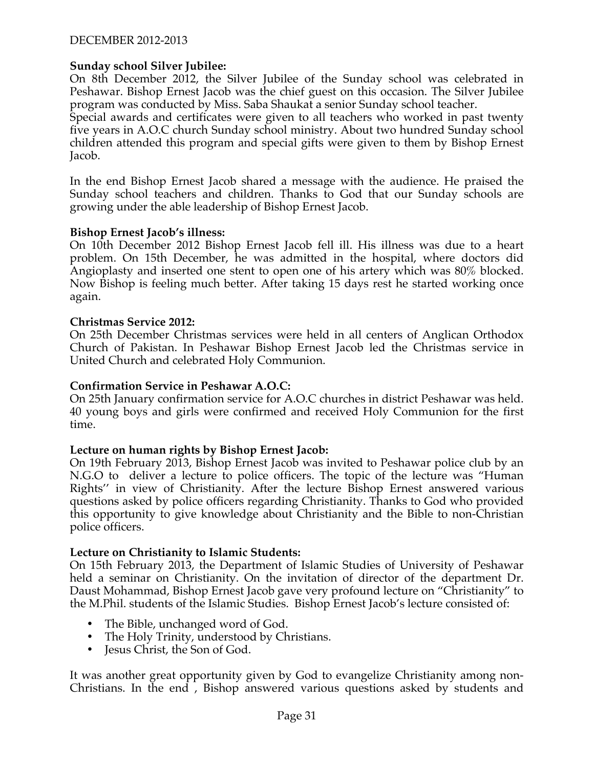**Sunday school Silver Jubilee:**

On 8th December 2012, the Silver Jubilee of the Sunday school was celebrated in Peshawar. Bishop Ernest Jacob was the chief guest on this occasion. The Silver Jubilee program was conducted by Miss. Saba Shaukat a senior Sunday school teacher.

Special awards and certificates were given to all teachers who worked in past twenty five years in A.O.C church Sunday school ministry. About two hundred Sunday school children attended this program and special gifts were given to them by Bishop Ernest Jacob.

In the end Bishop Ernest Jacob shared a message with the audience. He praised the Sunday school teachers and children. Thanks to God that our Sunday schools are growing under the able leadership of Bishop Ernest Jacob.

**Bishop Ernest Jacob's illness:**

On 10th December 2012 Bishop Ernest Jacob fell ill. His illness was due to a heart problem. On 15th December, he was admitted in the hospital, where doctors did Angioplasty and inserted one stent to open one of his artery which was 80% blocked. Now Bishop is feeling much better. After taking 15 days rest he started working once again.

**Christmas Service 2012:**

On 25th December Christmas services were held in all centers of Anglican Orthodox Church of Pakistan. In Peshawar Bishop Ernest Jacob led the Christmas service in United Church and celebrated Holy Communion.

**Confirmation Service in Peshawar A.O.C:**

On 25th January confirmation service for A.O.C churches in district Peshawar was held. 40 young boys and girls were confirmed and received Holy Communion for the first time.

**Lecture on human rights by Bishop Ernest Jacob:**

On 19th February 2013, Bishop Ernest Jacob was invited to Peshawar police club by an N.G.O to deliver a lecture to police officers. The topic of the lecture was "Human Rights'' in view of Christianity. After the lecture Bishop Ernest answered various questions asked by police officers regarding Christianity. Thanks to God who provided this opportunity to give knowledge about Christianity and the Bible to non-Christian police officers.

**Lecture on Christianity to Islamic Students:**

On 15th February 2013, the Department of Islamic Studies of University of Peshawar held a seminar on Christianity. On the invitation of director of the department Dr. Daust Mohammad, Bishop Ernest Jacob gave very profound lecture on "Christianity" to the M.Phil. students of the Islamic Studies. Bishop Ernest Jacob's lecture consisted of:

- The Bible, unchanged word of God.
- The Holy Trinity, understood by Christians.
- Jesus Christ, the Son of God.

It was another great opportunity given by God to evangelize Christianity among non-Christians. In the end , Bishop answered various questions asked by students and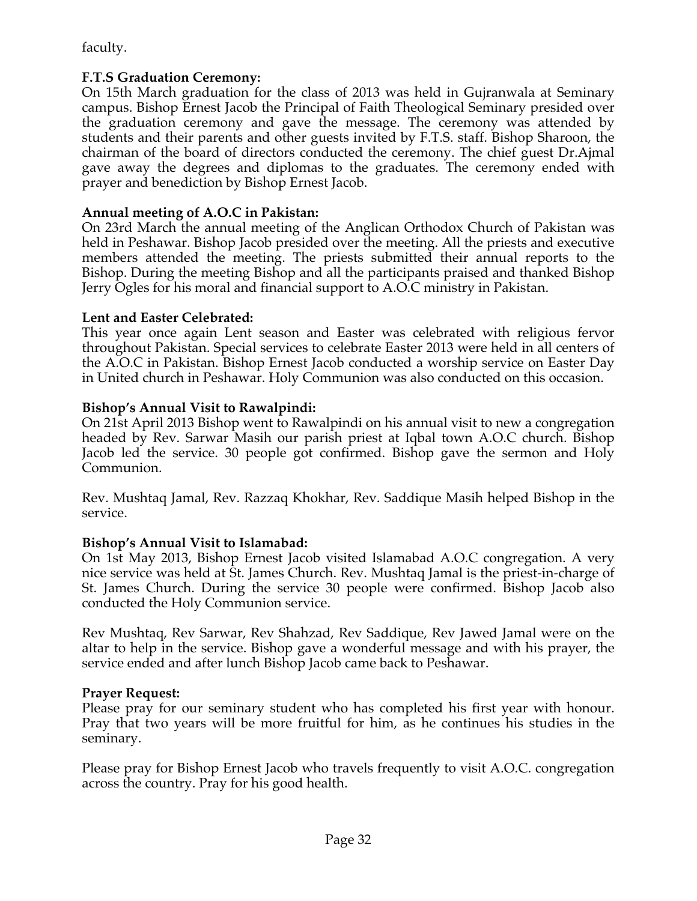faculty.

**F.T.S Graduation Ceremony:**
On 15th March graduation for the class of 2013 was held in Gujranwala at Seminary campus. Bishop Ernest Jacob the Principal of Faith Theological Seminary presided over the graduation ceremony and gave the message. The ceremony was attended by students and their parents and other guests invited by F.T.S. staff. Bishop Sharoon, the chairman of the board of directors conducted the ceremony. The chief guest Dr.Ajmal gave away the degrees and diplomas to the graduates. The ceremony ended with prayer and benediction by Bishop Ernest Jacob.

**Annual meeting of A.O.C in Pakistan:**
On 23rd March the annual meeting of the Anglican Orthodox Church of Pakistan was held in Peshawar. Bishop Jacob presided over the meeting. All the priests and executive members attended the meeting. The priests submitted their annual reports to the Bishop. During the meeting Bishop and all the participants praised and thanked Bishop Jerry Ogles for his moral and financial support to A.O.C ministry in Pakistan.

**Lent and Easter Celebrated:**
This year once again Lent season and Easter was celebrated with religious fervor throughout Pakistan. Special services to celebrate Easter 2013 were held in all centers of the A.O.C in Pakistan. Bishop Ernest Jacob conducted a worship service on Easter Day in United church in Peshawar. Holy Communion was also conducted on this occasion.

**Bishop's Annual Visit to Rawalpindi:**
On 21st April 2013 Bishop went to Rawalpindi on his annual visit to new a congregation headed by Rev. Sarwar Masih our parish priest at Iqbal town A.O.C church. Bishop Jacob led the service. 30 people got confirmed. Bishop gave the sermon and Holy Communion.

Rev. Mushtaq Jamal, Rev. Razzaq Khokhar, Rev. Saddique Masih helped Bishop in the service.

**Bishop's Annual Visit to Islamabad:**
On 1st May 2013, Bishop Ernest Jacob visited Islamabad A.O.C congregation. A very nice service was held at St. James Church. Rev. Mushtaq Jamal is the priest-in-charge of St. James Church. During the service 30 people were confirmed. Bishop Jacob also conducted the Holy Communion service.

Rev Mushtaq, Rev Sarwar, Rev Shahzad, Rev Saddique, Rev Jawed Jamal were on the altar to help in the service. Bishop gave a wonderful message and with his prayer, the service ended and after lunch Bishop Jacob came back to Peshawar.

**Prayer Request:**
Please pray for our seminary student who has completed his first year with honour. Pray that two years will be more fruitful for him, as he continues his studies in the seminary.

Please pray for Bishop Ernest Jacob who travels frequently to visit A.O.C. congregation across the country. Pray for his good health.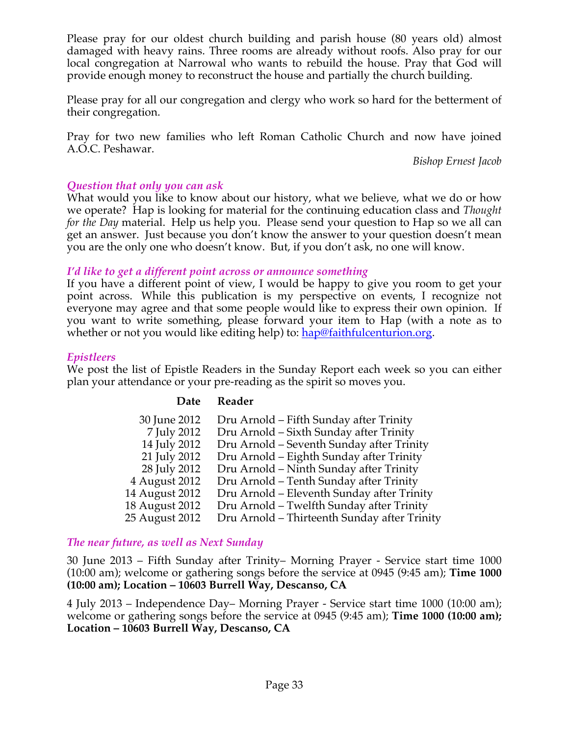Please pray for our oldest church building and parish house (80 years old) almost damaged with heavy rains. Three rooms are already without roofs. Also pray for our local congregation at Narrowal who wants to rebuild the house. Pray that God will provide enough money to reconstruct the house and partially the church building.

Please pray for all our congregation and clergy who work so hard for the betterment of their congregation.

Pray for two new families who left Roman Catholic Church and now have joined A.O.C. Peshawar.

*Bishop Ernest Jacob*

### *Question that only you can ask*

What would you like to know about our history, what we believe, what we do or how we operate? Hap is looking for material for the continuing education class and *Thought for the Day* material. Help us help you. Please send your question to Hap so we all can get an answer. Just because you don't know the answer to your question doesn't mean you are the only one who doesn't know. But, if you don't ask, no one will know.

### *I'd like to get a different point across or announce something*

If you have a different point of view, I would be happy to give you room to get your point across. While this publication is my perspective on events, I recognize not everyone may agree and that some people would like to express their own opinion. If you want to write something, please forward your item to Hap (with a note as to whether or not you would like editing help) to: hap@faithfulcenturion.org.

### *Epistleers*

We post the list of Epistle Readers in the Sunday Report each week so you can either plan your attendance or your pre-reading as the spirit so moves you.

| Date | Reader |
|---|---|
| 30 June 2012 | Dru Arnold – Fifth Sunday after Trinity |
| 7 July 2012 | Dru Arnold – Sixth Sunday after Trinity |
| 14 July 2012 | Dru Arnold – Seventh Sunday after Trinity |
| 21 July 2012 | Dru Arnold – Eighth Sunday after Trinity |
| 28 July 2012 | Dru Arnold – Ninth Sunday after Trinity |
| 4 August 2012 | Dru Arnold – Tenth Sunday after Trinity |
| 14 August 2012 | Dru Arnold – Eleventh Sunday after Trinity |
| 18 August 2012 | Dru Arnold – Twelfth Sunday after Trinity |
| 25 August 2012 | Dru Arnold – Thirteenth Sunday after Trinity |

### *The near future, as well as Next Sunday*

30 June 2013 – Fifth Sunday after Trinity– Morning Prayer - Service start time 1000 (10:00 am); welcome or gathering songs before the service at 0945 (9:45 am); **Time 1000 (10:00 am); Location – 10603 Burrell Way, Descanso, CA**

4 July 2013 – Independence Day– Morning Prayer - Service start time 1000 (10:00 am); welcome or gathering songs before the service at 0945 (9:45 am); **Time 1000 (10:00 am); Location – 10603 Burrell Way, Descanso, CA**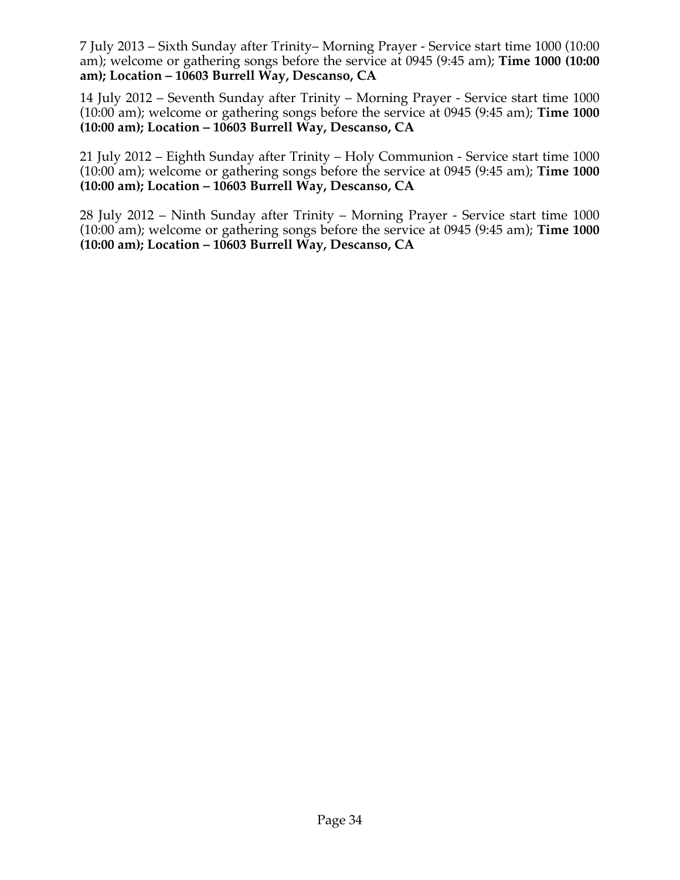7 July 2013 – Sixth Sunday after Trinity– Morning Prayer - Service start time 1000 (10:00 am); welcome or gathering songs before the service at 0945 (9:45 am); **Time 1000 (10:00 am); Location – 10603 Burrell Way, Descanso, CA**

14 July 2012 – Seventh Sunday after Trinity – Morning Prayer - Service start time 1000 (10:00 am); welcome or gathering songs before the service at 0945 (9:45 am); **Time 1000 (10:00 am); Location – 10603 Burrell Way, Descanso, CA**

21 July 2012 – Eighth Sunday after Trinity – Holy Communion - Service start time 1000 (10:00 am); welcome or gathering songs before the service at 0945 (9:45 am); **Time 1000 (10:00 am); Location – 10603 Burrell Way, Descanso, CA**

28 July 2012 – Ninth Sunday after Trinity – Morning Prayer - Service start time 1000 (10:00 am); welcome or gathering songs before the service at 0945 (9:45 am); **Time 1000 (10:00 am); Location – 10603 Burrell Way, Descanso, CA**